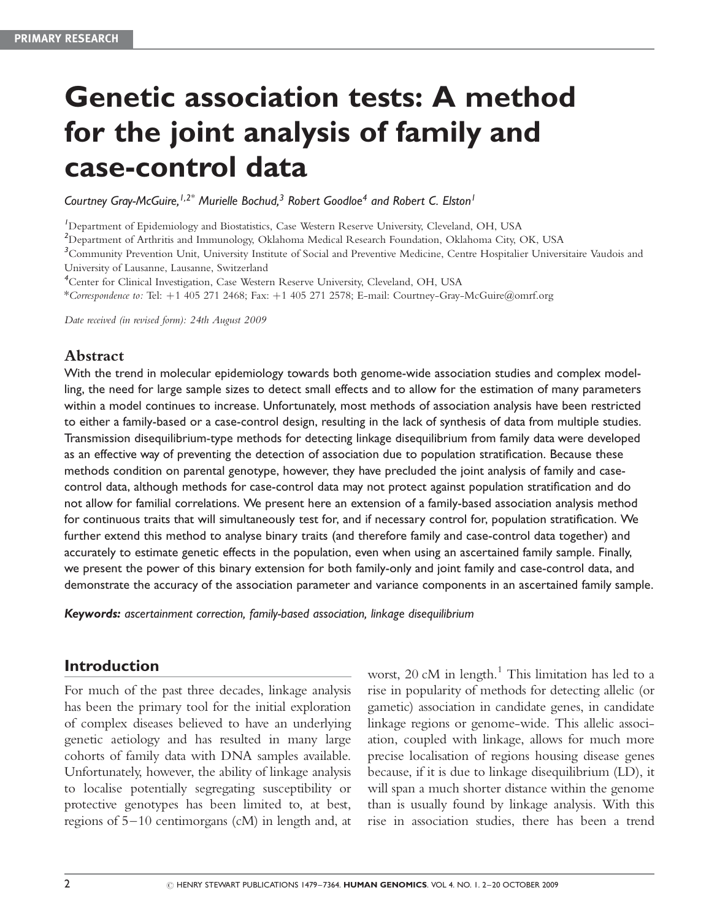PRIMARY RESEARCH

# Genetic association tests: A method for the joint analysis of family and case-control data

*Courtney Gray-McGuire,[1,2*] Murielle Bochud,[3] Robert Goodloe[4] and Robert C. Elston[1]*

[1]Department of Epidemiology and Biostatistics, Case Western Reserve University, Cleveland, OH, USA

[2]Department of Arthritis and Immunology, Oklahoma Medical Research Foundation, Oklahoma City, OK, USA

[3]Community Prevention Unit, University Institute of Social and Preventive Medicine, Centre Hospitalier Universitaire Vaudois and University of Lausanne, Lausanne, Switzerland

[4]Center for Clinical Investigation, Case Western Reserve University, Cleveland, OH, USA

*\*Correspondence to:* Tel: +1 405 271 2468; Fax: +1 405 271 2578; E-mail: Courtney-Gray-McGuire@omrf.org

*Date received (in revised form): 24th August 2009*

## Abstract

With the trend in molecular epidemiology towards both genome-wide association studies and complex modelling, the need for large sample sizes to detect small effects and to allow for the estimation of many parameters within a model continues to increase. Unfortunately, most methods of association analysis have been restricted to either a family-based or a case-control design, resulting in the lack of synthesis of data from multiple studies. Transmission disequilibrium-type methods for detecting linkage disequilibrium from family data were developed as an effective way of preventing the detection of association due to population stratification. Because these methods condition on parental genotype, however, they have precluded the joint analysis of family and case-control data, although methods for case-control data may not protect against population stratification and do not allow for familial correlations. We present here an extension of a family-based association analysis method for continuous traits that will simultaneously test for, and if necessary control for, population stratification. We further extend this method to analyse binary traits (and therefore family and case-control data together) and accurately to estimate genetic effects in the population, even when using an ascertained family sample. Finally, we present the power of this binary extension for both family-only and joint family and case-control data, and demonstrate the accuracy of the association parameter and variance components in an ascertained family sample.

***Keywords:** ascertainment correction, family-based association, linkage disequilibrium*

## Introduction

For much of the past three decades, linkage analysis has been the primary tool for the initial exploration of complex diseases believed to have an underlying genetic aetiology and has resulted in many large cohorts of family data with DNA samples available. Unfortunately, however, the ability of linkage analysis to localise potentially segregating susceptibility or protective genotypes has been limited to, at best, regions of 5–10 centimorgans (cM) in length and, at worst, 20 cM in length.[1] This limitation has led to a rise in popularity of methods for detecting allelic (or gametic) association in candidate genes, in candidate linkage regions or genome-wide. This allelic association, coupled with linkage, allows for much more precise localisation of regions housing disease genes because, if it is due to linkage disequilibrium (LD), it will span a much shorter distance within the genome than is usually found by linkage analysis. With this rise in association studies, there has been a trend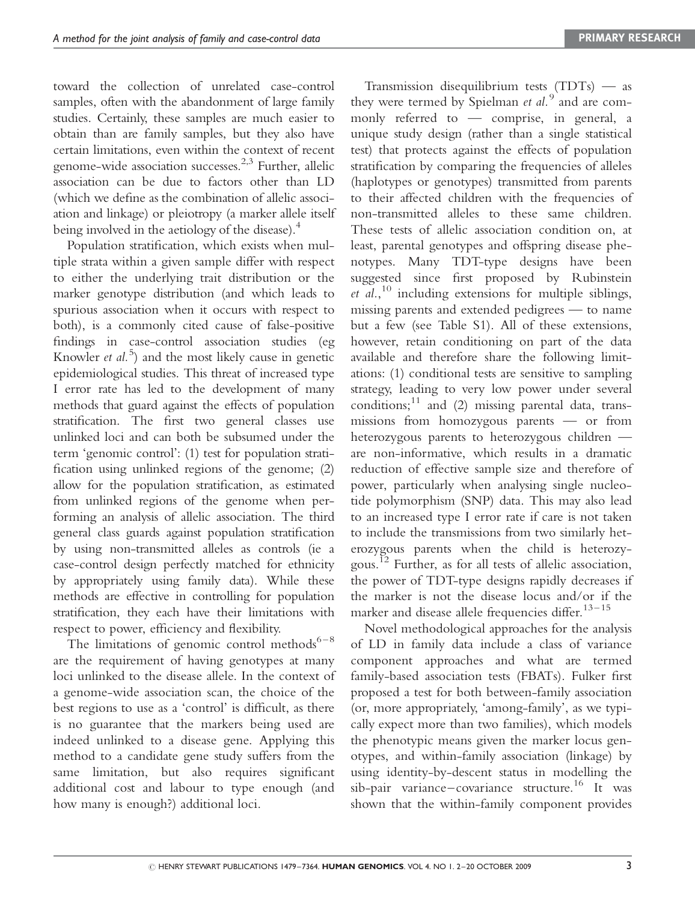toward the collection of unrelated case-control samples, often with the abandonment of large family studies. Certainly, these samples are much easier to obtain than are family samples, but they also have certain limitations, even within the context of recent genome-wide association successes.[2,3] Further, allelic association can be due to factors other than LD (which we define as the combination of allelic association and linkage) or pleiotropy (a marker allele itself being involved in the aetiology of the disease).[4]

Population stratification, which exists when multiple strata within a given sample differ with respect to either the underlying trait distribution or the marker genotype distribution (and which leads to spurious association when it occurs with respect to both), is a commonly cited cause of false-positive findings in case-control association studies (eg Knowler *et al.*[5]) and the most likely cause in genetic epidemiological studies. This threat of increased type I error rate has led to the development of many methods that guard against the effects of population stratification. The first two general classes use unlinked loci and can both be subsumed under the term 'genomic control': (1) test for population stratification using unlinked regions of the genome; (2) allow for the population stratification, as estimated from unlinked regions of the genome when performing an analysis of allelic association. The third general class guards against population stratification by using non-transmitted alleles as controls (ie a case-control design perfectly matched for ethnicity by appropriately using family data). While these methods are effective in controlling for population stratification, they each have their limitations with respect to power, efficiency and flexibility.

The limitations of genomic control methods[6–8] are the requirement of having genotypes at many loci unlinked to the disease allele. In the context of a genome-wide association scan, the choice of the best regions to use as a 'control' is difficult, as there is no guarantee that the markers being used are indeed unlinked to a disease gene. Applying this method to a candidate gene study suffers from the same limitation, but also requires significant additional cost and labour to type enough (and how many is enough?) additional loci.

Transmission disequilibrium tests (TDTs) — as they were termed by Spielman *et al.*[9] and are commonly referred to — comprise, in general, a unique study design (rather than a single statistical test) that protects against the effects of population stratification by comparing the frequencies of alleles (haplotypes or genotypes) transmitted from parents to their affected children with the frequencies of non-transmitted alleles to these same children. These tests of allelic association condition on, at least, parental genotypes and offspring disease phenotypes. Many TDT-type designs have been suggested since first proposed by Rubinstein *et al.*,[10] including extensions for multiple siblings, missing parents and extended pedigrees — to name but a few (see Table S1). All of these extensions, however, retain conditioning on part of the data available and therefore share the following limitations: (1) conditional tests are sensitive to sampling strategy, leading to very low power under several conditions;[11] and (2) missing parental data, transmissions from homozygous parents — or from heterozygous parents to heterozygous children — are non-informative, which results in a dramatic reduction of effective sample size and therefore of power, particularly when analysing single nucleotide polymorphism (SNP) data. This may also lead to an increased type I error rate if care is not taken to include the transmissions from two similarly heterozygous parents when the child is heterozygous.[12] Further, as for all tests of allelic association, the power of TDT-type designs rapidly decreases if the marker is not the disease locus and/or if the marker and disease allele frequencies differ.[13–15]

Novel methodological approaches for the analysis of LD in family data include a class of variance component approaches and what are termed family-based association tests (FBATs). Fulker first proposed a test for both between-family association (or, more appropriately, 'among-family', as we typically expect more than two families), which models the phenotypic means given the marker locus genotypes, and within-family association (linkage) by using identity-by-descent status in modelling the sib-pair variance–covariance structure.[16] It was shown that the within-family component provides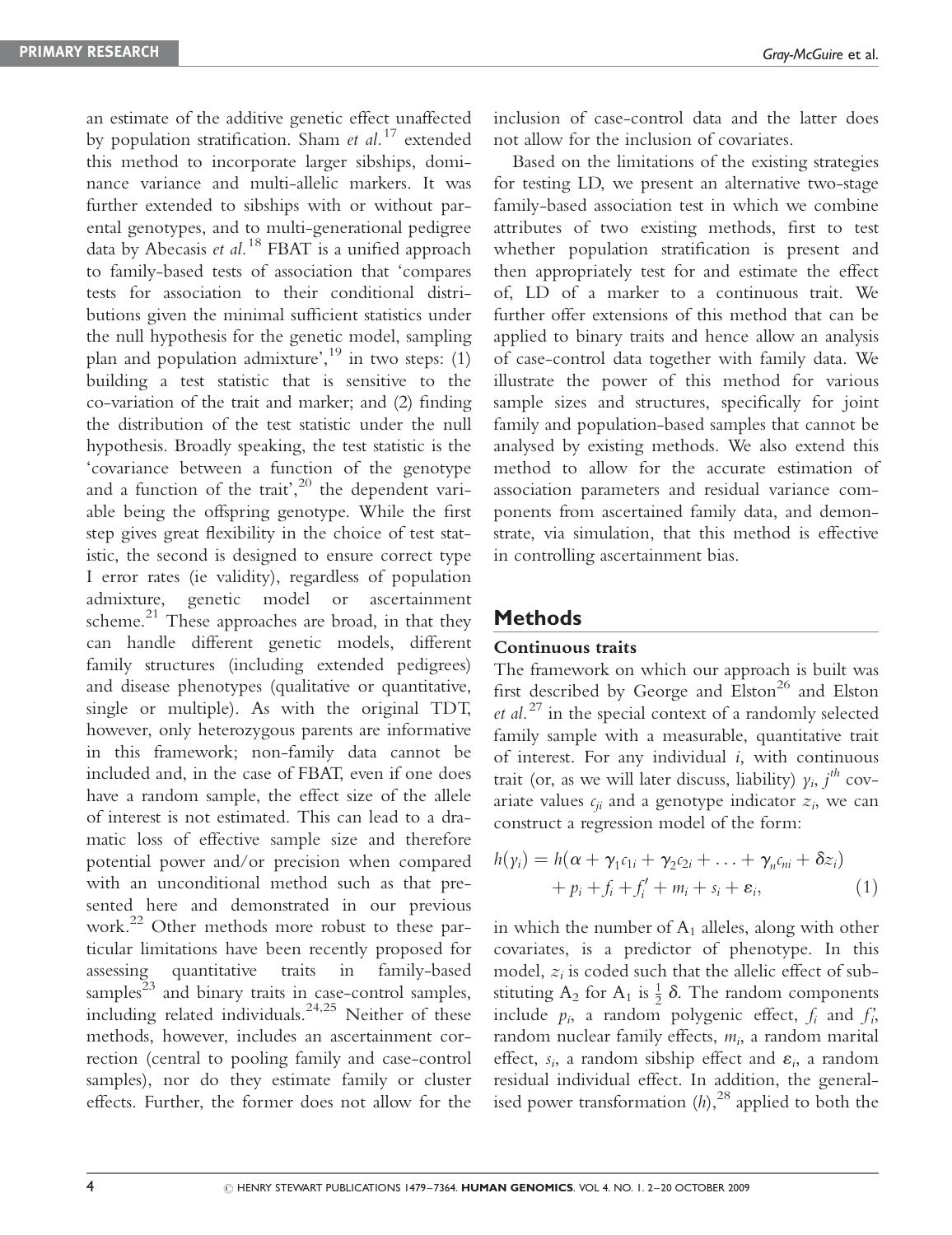an estimate of the additive genetic effect unaffected by population stratification. Sham *et al.*[17] extended this method to incorporate larger sibships, dominance variance and multi-allelic markers. It was further extended to sibships with or without parental genotypes, and to multi-generational pedigree data by Abecasis *et al.*[18] FBAT is a unified approach to family-based tests of association that 'compares tests for association to their conditional distributions given the minimal sufficient statistics under the null hypothesis for the genetic model, sampling plan and population admixture',[19] in two steps: (1) building a test statistic that is sensitive to the co-variation of the trait and marker; and (2) finding the distribution of the test statistic under the null hypothesis. Broadly speaking, the test statistic is the 'covariance between a function of the genotype and a function of the trait',[20] the dependent variable being the offspring genotype. While the first step gives great flexibility in the choice of test statistic, the second is designed to ensure correct type I error rates (ie validity), regardless of population admixture, genetic model or ascertainment scheme.[21] These approaches are broad, in that they can handle different genetic models, different family structures (including extended pedigrees) and disease phenotypes (qualitative or quantitative, single or multiple). As with the original TDT, however, only heterozygous parents are informative in this framework; non-family data cannot be included and, in the case of FBAT, even if one does have a random sample, the effect size of the allele of interest is not estimated. This can lead to a dramatic loss of effective sample size and therefore potential power and/or precision when compared with an unconditional method such as that presented here and demonstrated in our previous work.[22] Other methods more robust to these particular limitations have been recently proposed for assessing quantitative traits in family-based samples[23] and binary traits in case-control samples, including related individuals.[24,25] Neither of these methods, however, includes an ascertainment correction (central to pooling family and case-control samples), nor do they estimate family or cluster effects. Further, the former does not allow for the inclusion of case-control data and the latter does not allow for the inclusion of covariates.

Based on the limitations of the existing strategies for testing LD, we present an alternative two-stage family-based association test in which we combine attributes of two existing methods, first to test whether population stratification is present and then appropriately test for and estimate the effect of, LD of a marker to a continuous trait. We further offer extensions of this method that can be applied to binary traits and hence allow an analysis of case-control data together with family data. We illustrate the power of this method for various sample sizes and structures, specifically for joint family and population-based samples that cannot be analysed by existing methods. We also extend this method to allow for the accurate estimation of association parameters and residual variance components from ascertained family data, and demonstrate, via simulation, that this method is effective in controlling ascertainment bias.

## Methods

### Continuous traits

The framework on which our approach is built was first described by George and Elston[26] and Elston *et al.*[27] in the special context of a randomly selected family sample with a measurable, quantitative trait of interest. For any individual $i$, with continuous trait (or, as we will later discuss, liability) $y_i$, $j^{th}$ covariate values $c_{ji}$ and a genotype indicator $z_i$, we can construct a regression model of the form:

$$h(y_i) = h(\alpha + \gamma_1 c_{1i} + \gamma_2 c_{2i} + \ldots + \gamma_n c_{ni} + \delta z_i) + p_i + f_i + f_i' + m_i + s_i + \varepsilon_i, \qquad (1)$$

in which the number of $A_1$ alleles, along with other covariates, is a predictor of phenotype. In this model, $z_i$ is coded such that the allelic effect of substituting $A_2$ for $A_1$ is $\frac{1}{2}\delta$. The random components include $p_i$, a random polygenic effect, $f_i$ and $f_i'$, random nuclear family effects, $m_i$, a random marital effect, $s_i$, a random sibship effect and $\varepsilon_i$, a random residual individual effect. In addition, the generalised power transformation ($h$),[28] applied to both the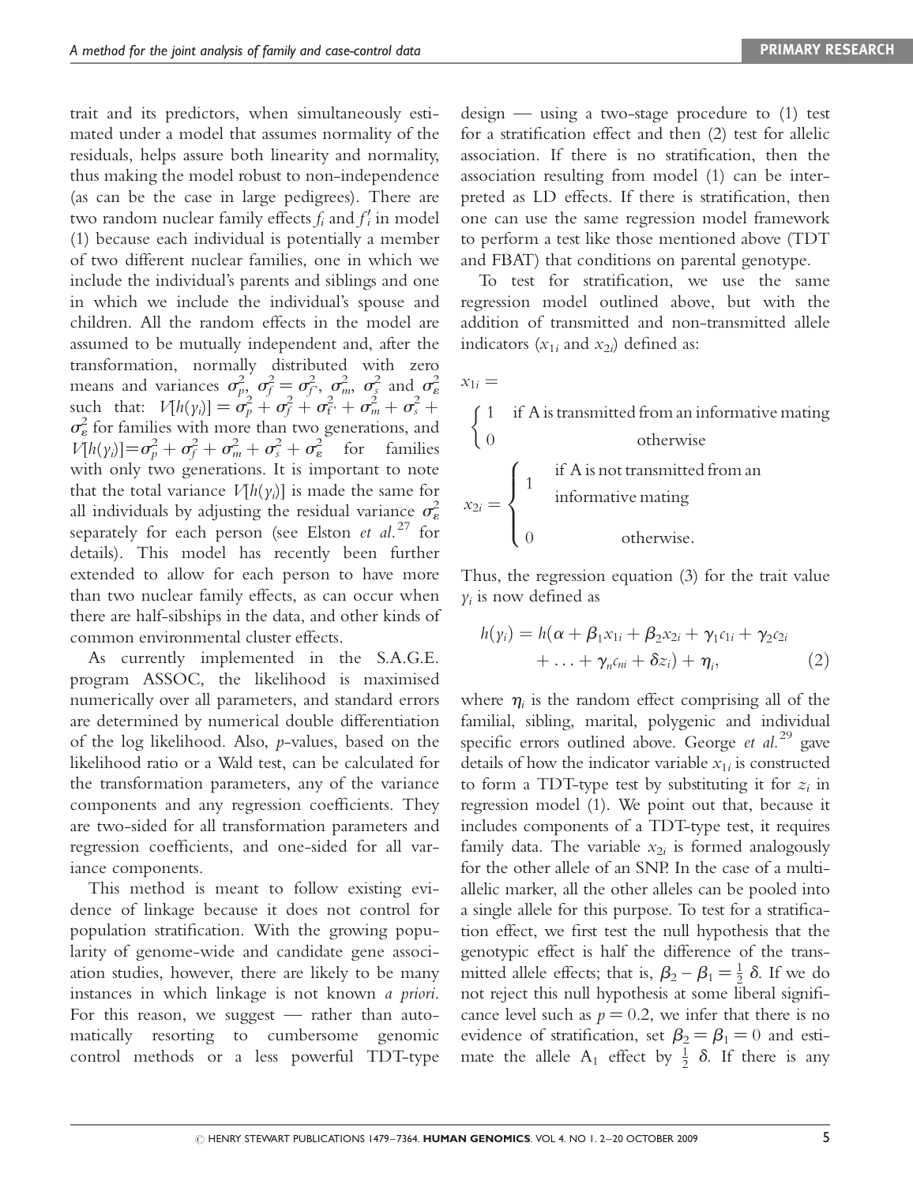trait and its predictors, when simultaneously estimated under a model that assumes normality of the residuals, helps assure both linearity and normality, thus making the model robust to non-independence (as can be the case in large pedigrees). There are two random nuclear family effects $f_i$ and $f'_i$ in model (1) because each individual is potentially a member of two different nuclear families, one in which we include the individual's parents and siblings and one in which we include the individual's spouse and children. All the random effects in the model are assumed to be mutually independent and, after the transformation, normally distributed with zero means and variances $\sigma_p^2$, $\sigma_f^2 = \sigma_{f'}^2$, $\sigma_m^2$, $\sigma_s^2$ and $\sigma_\varepsilon^2$ such that: $V[h(y_i)] = \sigma_p^2 + \sigma_f^2 + \sigma_{f'}^2 + \sigma_m^2 + \sigma_s^2 + \sigma_\varepsilon^2$ for families with more than two generations, and $V[h(y_i)] = \sigma_p^2 + \sigma_f^2 + \sigma_m^2 + \sigma_s^2 + \sigma_\varepsilon^2$ for families with only two generations. It is important to note that the total variance $V[h(y_i)]$ is made the same for all individuals by adjusting the residual variance $\sigma_\varepsilon^2$ separately for each person (see Elston *et al.*[27] for details). This model has recently been further extended to allow for each person to have more than two nuclear family effects, as can occur when there are half-sibships in the data, and other kinds of common environmental cluster effects.

As currently implemented in the S.A.G.E. program ASSOC, the likelihood is maximised numerically over all parameters, and standard errors are determined by numerical double differentiation of the log likelihood. Also, *p*-values, based on the likelihood ratio or a Wald test, can be calculated for the transformation parameters, any of the variance components and any regression coefficients. They are two-sided for all transformation parameters and regression coefficients, and one-sided for all variance components.

This method is meant to follow existing evidence of linkage because it does not control for population stratification. With the growing popularity of genome-wide and candidate gene association studies, however, there are likely to be many instances in which linkage is not known *a priori*. For this reason, we suggest — rather than automatically resorting to cumbersome genomic control methods or a less powerful TDT-type design — using a two-stage procedure to (1) test for a stratification effect and then (2) test for allelic association. If there is no stratification, then the association resulting from model (1) can be interpreted as LD effects. If there is stratification, then one can use the same regression model framework to perform a test like those mentioned above (TDT and FBAT) that conditions on parental genotype.

To test for stratification, we use the same regression model outlined above, but with the addition of transmitted and non-transmitted allele indicators ($x_{1i}$ and $x_{2i}$) defined as:

$$x_{1i} = \begin{cases} 1 & \text{if A is transmitted from an informative mating} \\ 0 & \text{otherwise} \end{cases}$$

$$x_{2i} = \begin{cases} 1 & \text{if A is not transmitted from an informative mating} \\ 0 & \text{otherwise.} \end{cases}$$

Thus, the regression equation (3) for the trait value $y_i$ is now defined as

$$h(y_i) = h(\alpha + \beta_1 x_{1i} + \beta_2 x_{2i} + \gamma_1 c_{1i} + \gamma_2 c_{2i} + \ldots + \gamma_n c_{ni} + \delta z_i) + \eta_i, \quad (2)$$

where $\eta_i$ is the random effect comprising all of the familial, sibling, marital, polygenic and individual specific errors outlined above. George *et al.*[29] gave details of how the indicator variable $x_{1i}$ is constructed to form a TDT-type test by substituting it for $z_i$ in regression model (1). We point out that, because it includes components of a TDT-type test, it requires family data. The variable $x_{2i}$ is formed analogously for the other allele of an SNP. In the case of a multi-allelic marker, all the other alleles can be pooled into a single allele for this purpose. To test for a stratification effect, we first test the null hypothesis that the genotypic effect is half the difference of the transmitted allele effects; that is, $\beta_2 - \beta_1 = \frac{1}{2}\delta$. If we do not reject this null hypothesis at some liberal significance level such as $p = 0.2$, we infer that there is no evidence of stratification, set $\beta_2 = \beta_1 = 0$ and estimate the allele $A_1$ effect by $\frac{1}{2}\delta$. If there is any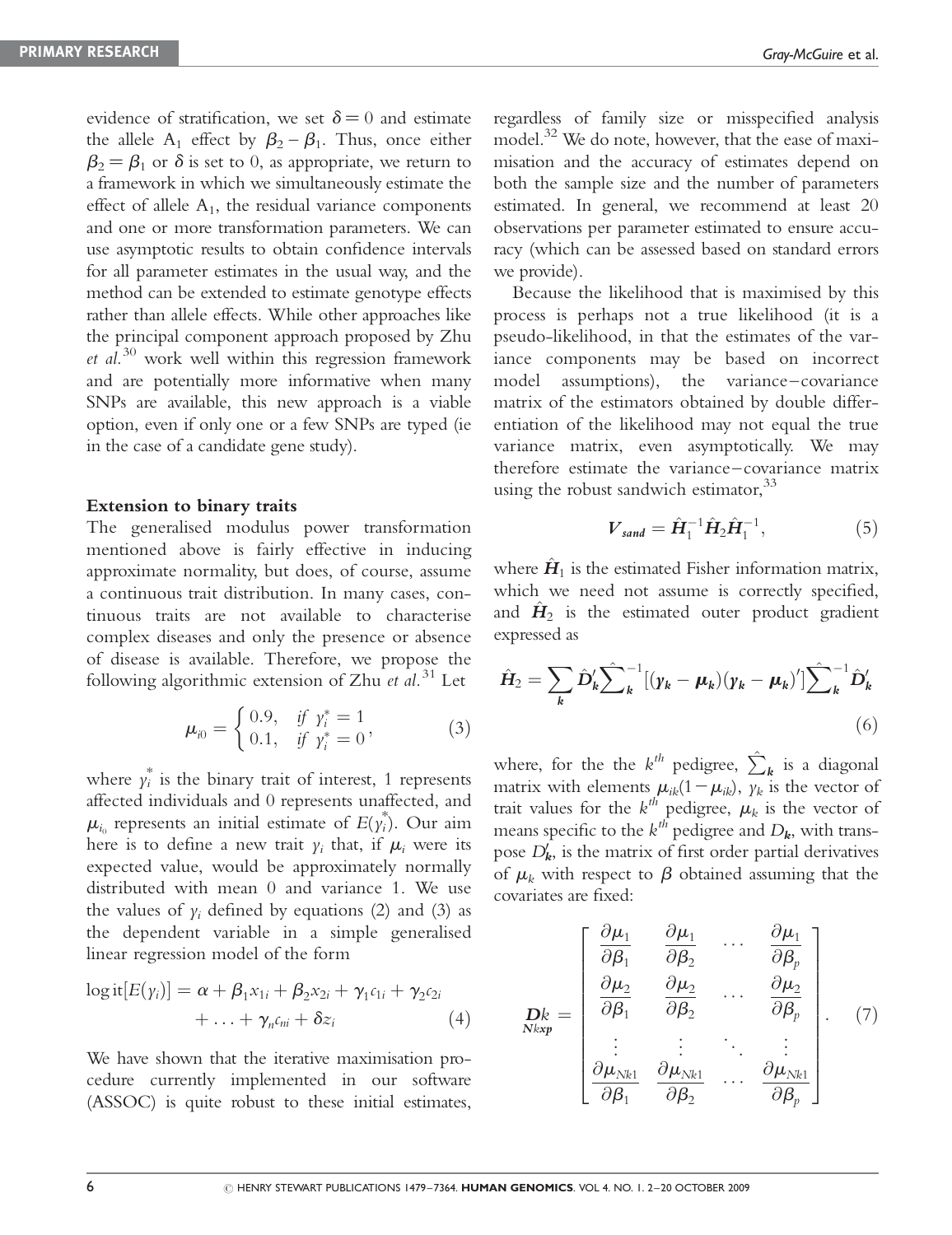evidence of stratification, we set $\delta = 0$ and estimate the allele $A_1$ effect by $\beta_2 - \beta_1$. Thus, once either $\beta_2 = \beta_1$ or $\delta$ is set to 0, as appropriate, we return to a framework in which we simultaneously estimate the effect of allele $A_1$, the residual variance components and one or more transformation parameters. We can use asymptotic results to obtain confidence intervals for all parameter estimates in the usual way, and the method can be extended to estimate genotype effects rather than allele effects. While other approaches like the principal component approach proposed by Zhu *et al.*[30] work well within this regression framework and are potentially more informative when many SNPs are available, this new approach is a viable option, even if only one or a few SNPs are typed (ie in the case of a candidate gene study).

### Extension to binary traits

The generalised modulus power transformation mentioned above is fairly effective in inducing approximate normality, but does, of course, assume a continuous trait distribution. In many cases, continuous traits are not available to characterise complex diseases and only the presence or absence of disease is available. Therefore, we propose the following algorithmic extension of Zhu *et al.*[31] Let

$$\mu_{i0} = \begin{cases} 0.9, & \text{if } y_i^* = 1 \\ 0.1, & \text{if } y_i^* = 0 \end{cases}, \tag{3}$$

where $y_i^*$ is the binary trait of interest, 1 represents affected individuals and 0 represents unaffected, and $\mu_{i_0}$ represents an initial estimate of $E(y_i^*)$. Our aim here is to define a new trait $y_i$ that, if $\mu_i$ were its expected value, would be approximately normally distributed with mean 0 and variance 1. We use the values of $y_i$ defined by equations (2) and (3) as the dependent variable in a simple generalised linear regression model of the form

$$\operatorname{logit}[E(y_i)] = \alpha + \beta_1 x_{1i} + \beta_2 x_{2i} + \gamma_1 c_{1i} + \gamma_2 c_{2i} + \ldots + \gamma_n c_{ni} + \delta z_i \tag{4}$$

We have shown that the iterative maximisation procedure currently implemented in our software (ASSOC) is quite robust to these initial estimates, regardless of family size or misspecified analysis model.[32] We do note, however, that the ease of maximisation and the accuracy of estimates depend on both the sample size and the number of parameters estimated. In general, we recommend at least 20 observations per parameter estimated to ensure accuracy (which can be assessed based on standard errors we provide).

Because the likelihood that is maximised by this process is perhaps not a true likelihood (it is a pseudo-likelihood, in that the estimates of the variance components may be based on incorrect model assumptions), the variance–covariance matrix of the estimators obtained by double differentiation of the likelihood may not equal the true variance matrix, even asymptotically. We may therefore estimate the variance–covariance matrix using the robust sandwich estimator,[33]

$$\boldsymbol{V}_{sand} = \hat{\boldsymbol{H}}_1^{-1} \hat{\boldsymbol{H}}_2 \hat{\boldsymbol{H}}_1^{-1}, \tag{5}$$

where $\hat{\boldsymbol{H}}_1$ is the estimated Fisher information matrix, which we need not assume is correctly specified, and $\hat{\boldsymbol{H}}_2$ is the estimated outer product gradient expressed as

$$\hat{\boldsymbol{H}}_2 = \sum_{\boldsymbol{k}} \hat{\boldsymbol{D}}_{\boldsymbol{k}}' \hat{\sum}_{\boldsymbol{k}}^{-1} [(\boldsymbol{y_k} - \boldsymbol{\mu_k})(\boldsymbol{y_k} - \boldsymbol{\mu_k})'] \hat{\sum}_{\boldsymbol{k}}^{-1} \hat{\boldsymbol{D}}_{\boldsymbol{k}}' \tag{6}$$

where, for the the $k^{th}$ pedigree, $\hat{\sum}_{\boldsymbol{k}}$ is a diagonal matrix with elements $\mu_{ik}(1-\mu_{ik})$, $y_k$ is the vector of trait values for the $k^{th}$ pedigree, $\mu_k$ is the vector of means specific to the $k^{th}$ pedigree and $D_{\boldsymbol{k}}$, with transpose $D_{\boldsymbol{k}}'$, is the matrix of first order partial derivatives of $\mu_k$ with respect to $\beta$ obtained assuming that the covariates are fixed:

$$\underset{Nkxp}{\boldsymbol{D}k} = \begin{bmatrix} \dfrac{\partial \mu_1}{\partial \beta_1} & \dfrac{\partial \mu_1}{\partial \beta_2} & \cdots & \dfrac{\partial \mu_1}{\partial \beta_p} \\ \dfrac{\partial \mu_2}{\partial \beta_1} & \dfrac{\partial \mu_2}{\partial \beta_2} & \cdots & \dfrac{\partial \mu_2}{\partial \beta_p} \\ \vdots & \vdots & \ddots & \vdots \\ \dfrac{\partial \mu_{Nk1}}{\partial \beta_1} & \dfrac{\partial \mu_{Nk1}}{\partial \beta_2} & \cdots & \dfrac{\partial \mu_{Nk1}}{\partial \beta_p} \end{bmatrix}. \tag{7}$$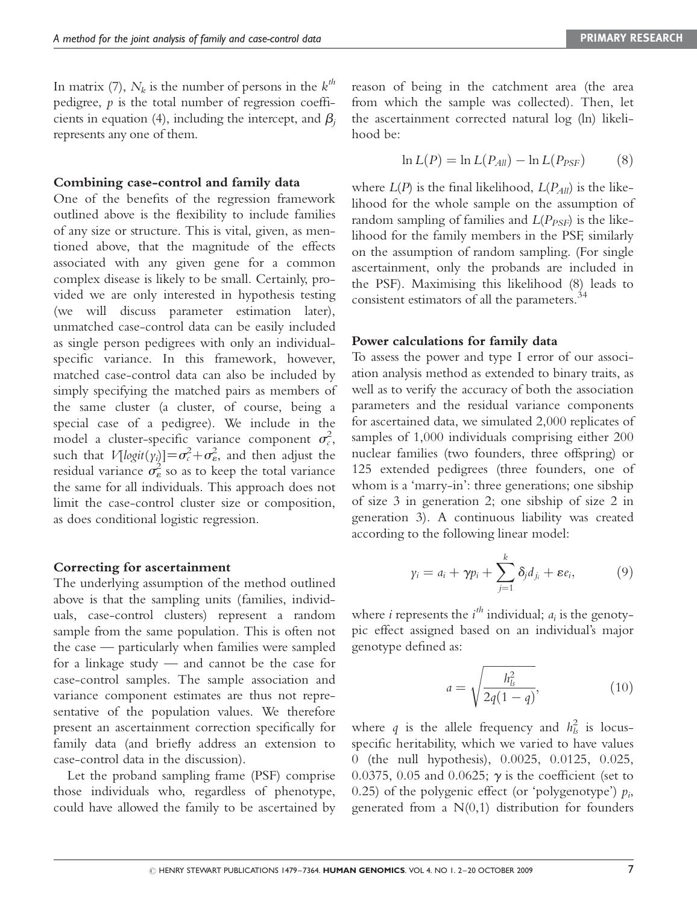In matrix (7), $N_k$ is the number of persons in the $k^{th}$ pedigree, $p$ is the total number of regression coefficients in equation (4), including the intercept, and $\beta_j$ represents any one of them.

### Combining case-control and family data

One of the benefits of the regression framework outlined above is the flexibility to include families of any size or structure. This is vital, given, as mentioned above, that the magnitude of the effects associated with any given gene for a common complex disease is likely to be small. Certainly, provided we are only interested in hypothesis testing (we will discuss parameter estimation later), unmatched case-control data can be easily included as single person pedigrees with only an individual-specific variance. In this framework, however, matched case-control data can also be included by simply specifying the matched pairs as members of the same cluster (a cluster, of course, being a special case of a pedigree). We include in the model a cluster-specific variance component $\sigma_c^2$, such that $V[logit(y_i)] = \sigma_c^2 + \sigma_\varepsilon^2$, and then adjust the residual variance $\sigma_\varepsilon^2$ so as to keep the total variance the same for all individuals. This approach does not limit the case-control cluster size or composition, as does conditional logistic regression.

### Correcting for ascertainment

The underlying assumption of the method outlined above is that the sampling units (families, individuals, case-control clusters) represent a random sample from the same population. This is often not the case — particularly when families were sampled for a linkage study — and cannot be the case for case-control samples. The sample association and variance component estimates are thus not representative of the population values. We therefore present an ascertainment correction specifically for family data (and briefly address an extension to case-control data in the discussion).

Let the proband sampling frame (PSF) comprise those individuals who, regardless of phenotype, could have allowed the family to be ascertained by reason of being in the catchment area (the area from which the sample was collected). Then, let the ascertainment corrected natural log (ln) likelihood be:

$$\ln L(P) = \ln L(P_{All}) - \ln L(P_{PSF}) \qquad (8)$$

where $L(P)$ is the final likelihood, $L(P_{All})$ is the likelihood for the whole sample on the assumption of random sampling of families and $L(P_{PSF})$ is the likelihood for the family members in the PSF, similarly on the assumption of random sampling. (For single ascertainment, only the probands are included in the PSF). Maximising this likelihood (8) leads to consistent estimators of all the parameters.[34]

### Power calculations for family data

To assess the power and type I error of our association analysis method as extended to binary traits, as well as to verify the accuracy of both the association parameters and the residual variance components for ascertained data, we simulated 2,000 replicates of samples of 1,000 individuals comprising either 200 nuclear families (two founders, three offspring) or 125 extended pedigrees (three founders, one of whom is a 'marry-in': three generations; one sibship of size 3 in generation 2; one sibship of size 2 in generation 3). A continuous liability was created according to the following linear model:

$$y_i = a_i + \gamma p_i + \sum_{j=1}^{k} \delta_j d_{j_i} + \varepsilon e_i, \qquad (9)$$

where $i$ represents the $i^{th}$ individual; $a_i$ is the genotypic effect assigned based on an individual's major genotype defined as:

$$a = \sqrt{\frac{h_{ls}^2}{2q(1-q)}}, \qquad (10)$$

where $q$ is the allele frequency and $h_{ls}^2$ is locus-specific heritability, which we varied to have values 0 (the null hypothesis), 0.0025, 0.0125, 0.025, 0.0375, 0.05 and 0.0625; $\gamma$ is the coefficient (set to 0.25) of the polygenic effect (or 'polygenotype') $p_i$, generated from a N(0,1) distribution for founders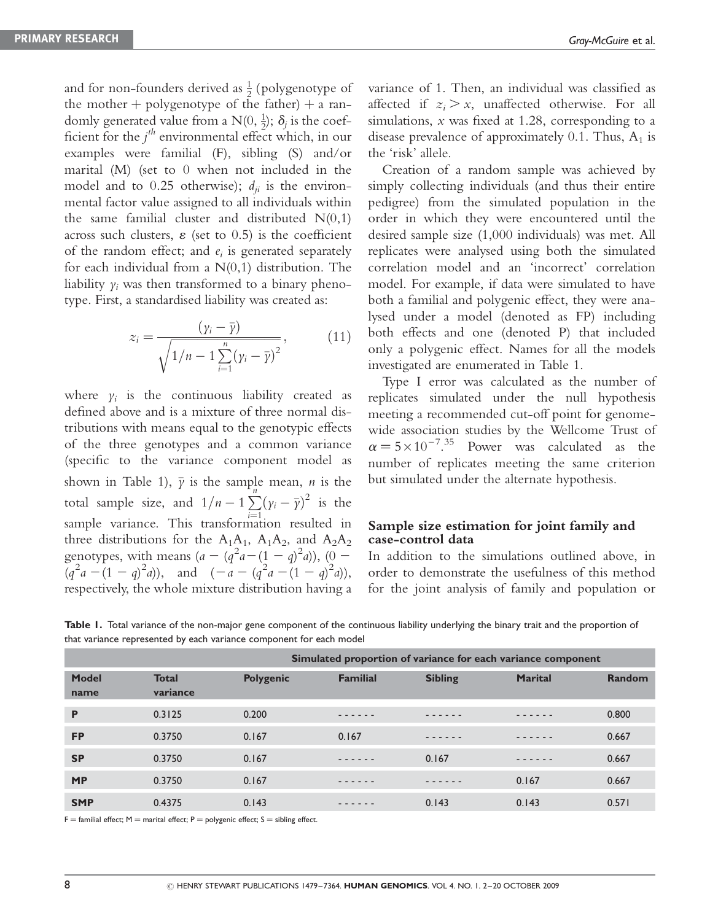and for non-founders derived as $\frac{1}{2}$ (polygenotype of the mother + polygenotype of the father) + a randomly generated value from a $N(0, \frac{1}{2})$; $\delta_j$ is the coefficient for the $j^{th}$ environmental effect which, in our examples were familial (F), sibling (S) and/or marital (M) (set to 0 when not included in the model and to 0.25 otherwise); $d_{ji}$ is the environmental factor value assigned to all individuals within the same familial cluster and distributed N(0,1) across such clusters, $\varepsilon$ (set to 0.5) is the coefficient of the random effect; and $e_i$ is generated separately for each individual from a N(0,1) distribution. The liability $y_i$ was then transformed to a binary phenotype. First, a standardised liability was created as:

$$z_i = \frac{(y_i - \bar{y})}{\sqrt{1/n - 1 \sum_{i=1}^{n} (y_i - \bar{y})^2}}, \qquad (11)$$

where $y_i$ is the continuous liability created as defined above and is a mixture of three normal distributions with means equal to the genotypic effects of the three genotypes and a common variance (specific to the variance component model as shown in Table 1), $\bar{y}$ is the sample mean, $n$ is the total sample size, and $1/n - 1 \sum_{i=1}^{n} (y_i - \bar{y})^2$ is the sample variance. This transformation resulted in three distributions for the $A_1A_1$, $A_1A_2$, and $A_2A_2$ genotypes, with means $(a - (q^2a - (1-q)^2a))$, $(0 - (q^2a - (1-q)^2a))$, and $(-a - (q^2a - (1-q)^2a))$, respectively, the whole mixture distribution having a variance of 1. Then, an individual was classified as affected if $z_i > x$, unaffected otherwise. For all simulations, $x$ was fixed at 1.28, corresponding to a disease prevalence of approximately 0.1. Thus, $A_1$ is the 'risk' allele.

Creation of a random sample was achieved by simply collecting individuals (and thus their entire pedigree) from the simulated population in the order in which they were encountered until the desired sample size (1,000 individuals) was met. All replicates were analysed using both the simulated correlation model and an 'incorrect' correlation model. For example, if data were simulated to have both a familial and polygenic effect, they were analysed under a model (denoted as FP) including both effects and one (denoted P) that included only a polygenic effect. Names for all the models investigated are enumerated in Table 1.

Type I error was calculated as the number of replicates simulated under the null hypothesis meeting a recommended cut-off point for genome-wide association studies by the Wellcome Trust of $\alpha = 5 \times 10^{-7}$.[35] Power was calculated as the number of replicates meeting the same criterion but simulated under the alternate hypothesis.

## Sample size estimation for joint family and case-control data

In addition to the simulations outlined above, in order to demonstrate the usefulness of this method for the joint analysis of family and population or

**Table 1.** Total variance of the non-major gene component of the continuous liability underlying the binary trait and the proportion of that variance represented by each variance component for each model

| | | Simulated proportion of variance for each variance component | | | | |
|---|---|---|---|---|---|---|
| **Model name** | **Total variance** | **Polygenic** | **Familial** | **Sibling** | **Marital** | **Random** |
| **P** | 0.3125 | 0.200 | ------ | ------ | ------ | 0.800 |
| **FP** | 0.3750 | 0.167 | 0.167 | ------ | ------ | 0.667 |
| **SP** | 0.3750 | 0.167 | ------ | 0.167 | ------ | 0.667 |
| **MP** | 0.3750 | 0.167 | ------ | ------ | 0.167 | 0.667 |
| **SMP** | 0.4375 | 0.143 | ------ | 0.143 | 0.143 | 0.571 |

F = familial effect; M = marital effect; P = polygenic effect; S = sibling effect.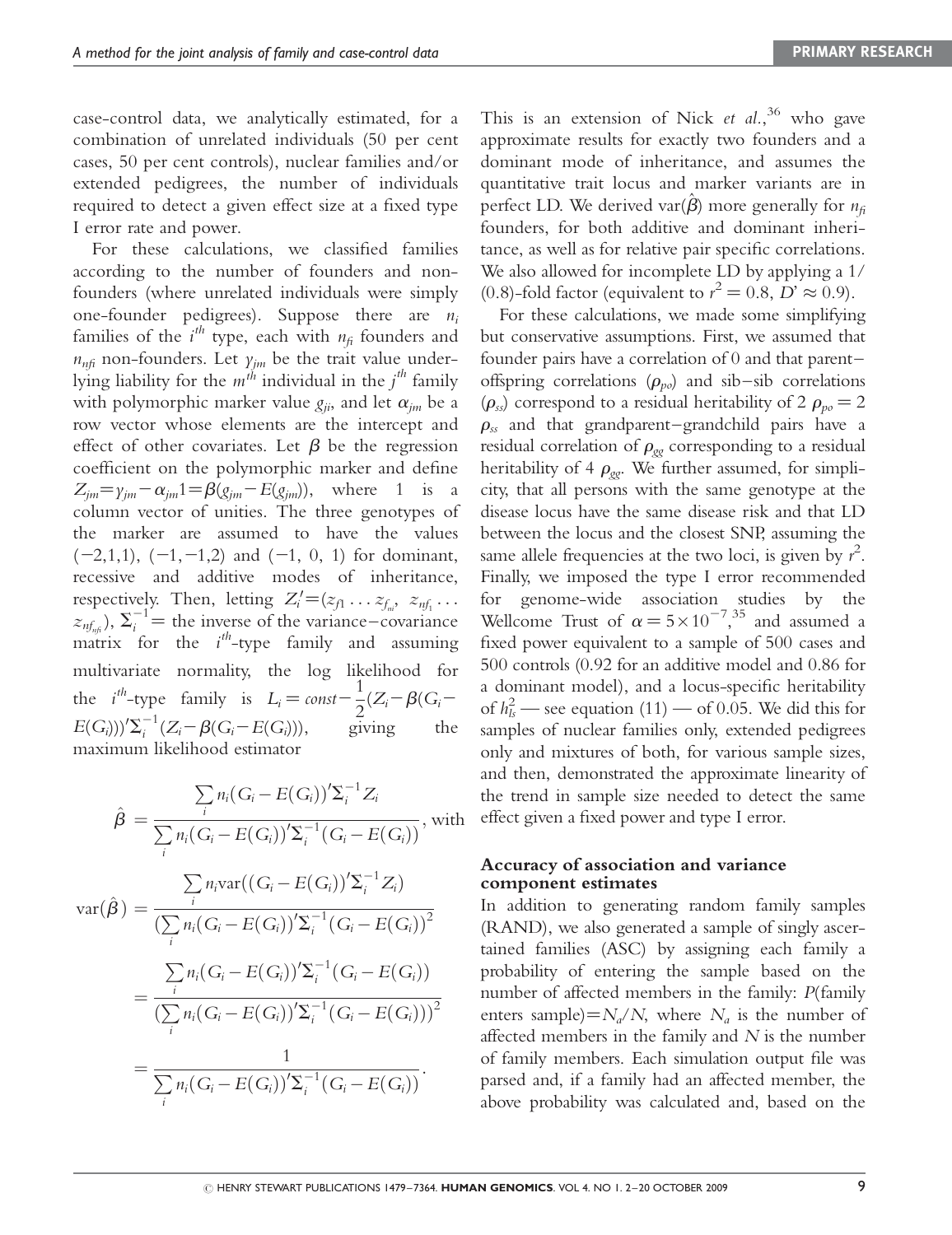case-control data, we analytically estimated, for a combination of unrelated individuals (50 per cent cases, 50 per cent controls), nuclear families and/or extended pedigrees, the number of individuals required to detect a given effect size at a fixed type I error rate and power.

For these calculations, we classified families according to the number of founders and non-founders (where unrelated individuals were simply one-founder pedigrees). Suppose there are $n_i$ families of the $i^{th}$ type, each with $n_{fi}$ founders and $n_{nfi}$ non-founders. Let $y_{jm}$ be the trait value underlying liability for the $m^{th}$ individual in the $j^{th}$ family with polymorphic marker value $g_{ji}$, and let $\alpha_{jm}$ be a row vector whose elements are the intercept and effect of other covariates. Let $\beta$ be the regression coefficient on the polymorphic marker and define $Z_{jm}=y_{jm}-\alpha_{jm}1=\beta(g_{jm}-E(g_{jm}))$, where 1 is a column vector of unities. The three genotypes of the marker are assumed to have the values $(-2,1,1)$, $(-1,-1,2)$ and $(-1, 0, 1)$ for dominant, recessive and additive modes of inheritance, respectively. Then, letting $Z_i'=(z_{f1}\ldots z_{f_{ni}}, z_{nf_1}\ldots z_{nf_{nfi}})$, $\Sigma_i^{-1}=$ the inverse of the variance–covariance matrix for the $i^{th}$-type family and assuming multivariate normality, the log likelihood for the $i^{th}$-type family is $L_i = const - \frac{1}{2}(Z_i-\beta(G_i-E(G_i)))'\Sigma_i^{-1}(Z_i-\beta(G_i-E(G_i)))$, giving the maximum likelihood estimator

$$\hat{\beta} = \frac{\sum_i n_i(G_i-E(G_i))'\Sigma_i^{-1}Z_i}{\sum_i n_i(G_i-E(G_i))'\Sigma_i^{-1}(G_i-E(G_i))}, \text{ with}$$

$$\begin{aligned}\mathrm{var}(\hat{\beta}) &= \frac{\sum_i n_i \mathrm{var}((G_i-E(G_i))'\Sigma_i^{-1}Z_i)}{(\sum_i n_i(G_i-E(G_i))'\Sigma_i^{-1}(G_i-E(G_i))^2} \\ &= \frac{\sum_i n_i(G_i-E(G_i))'\Sigma_i^{-1}(G_i-E(G_i))}{(\sum_i n_i(G_i-E(G_i))'\Sigma_i^{-1}(G_i-E(G_i)))^2} \\ &= \frac{1}{\sum_i n_i(G_i-E(G_i))'\Sigma_i^{-1}(G_i-E(G_i))}.\end{aligned}$$

This is an extension of Nick *et al.*,[36] who gave approximate results for exactly two founders and a dominant mode of inheritance, and assumes the quantitative trait locus and marker variants are in perfect LD. We derived $\mathrm{var}(\hat{\beta})$ more generally for $n_{fi}$ founders, for both additive and dominant inheritance, as well as for relative pair specific correlations. We also allowed for incomplete LD by applying a 1/(0.8)-fold factor (equivalent to $r^2 = 0.8$, $D' \approx 0.9$).

For these calculations, we made some simplifying but conservative assumptions. First, we assumed that founder pairs have a correlation of 0 and that parent–offspring correlations ($\rho_{po}$) and sib–sib correlations ($\rho_{ss}$) correspond to a residual heritability of 2 $\rho_{po}$ = 2 $\rho_{ss}$ and that grandparent–grandchild pairs have a residual correlation of $\rho_{gg}$ corresponding to a residual heritability of 4 $\rho_{gg}$. We further assumed, for simplicity, that all persons with the same genotype at the disease locus have the same disease risk and that LD between the locus and the closest SNP, assuming the same allele frequencies at the two loci, is given by $r^2$. Finally, we imposed the type I error recommended for genome-wide association studies by the Wellcome Trust of $\alpha = 5\times10^{-7}$,[35] and assumed a fixed power equivalent to a sample of 500 cases and 500 controls (0.92 for an additive model and 0.86 for a dominant model), and a locus-specific heritability of $h_{ls}^2$ — see equation (11) — of 0.05. We did this for samples of nuclear families only, extended pedigrees only and mixtures of both, for various sample sizes, and then, demonstrated the approximate linearity of the trend in sample size needed to detect the same effect given a fixed power and type I error.

### Accuracy of association and variance component estimates

In addition to generating random family samples (RAND), we also generated a sample of singly ascertained families (ASC) by assigning each family a probability of entering the sample based on the number of affected members in the family: P(family enters sample)$=N_a/N$, where $N_a$ is the number of affected members in the family and $N$ is the number of family members. Each simulation output file was parsed and, if a family had an affected member, the above probability was calculated and, based on the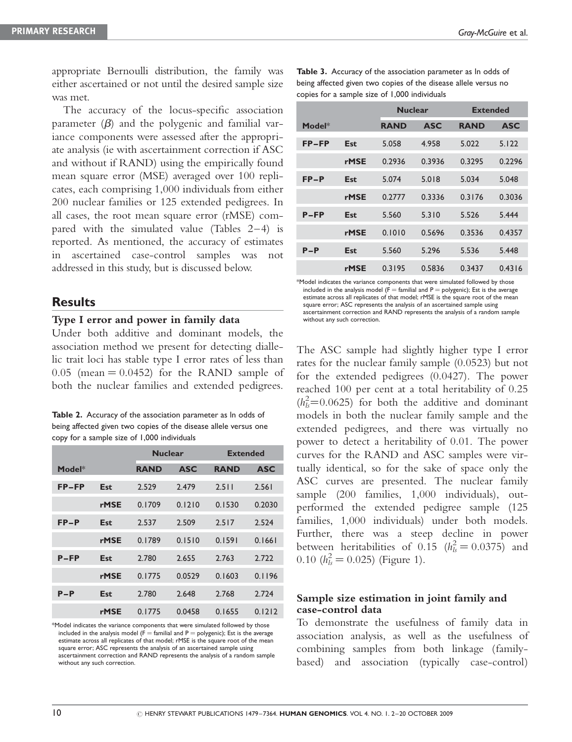appropriate Bernoulli distribution, the family was either ascertained or not until the desired sample size was met.

The accuracy of the locus-specific association parameter ($\beta$) and the polygenic and familial variance components were assessed after the appropriate analysis (ie with ascertainment correction if ASC and without if RAND) using the empirically found mean square error (MSE) averaged over 100 replicates, each comprising 1,000 individuals from either 200 nuclear families or 125 extended pedigrees. In all cases, the root mean square error (rMSE) compared with the simulated value (Tables 2–4) is reported. As mentioned, the accuracy of estimates in ascertained case-control samples was not addressed in this study, but is discussed below.

## Results

### Type I error and power in family data

Under both additive and dominant models, the association method we present for detecting diallelic trait loci has stable type I error rates of less than 0.05 (mean = 0.0452) for the RAND sample of both the nuclear families and extended pedigrees.

**Table 2.** Accuracy of the association parameter as ln odds of being affected given two copies of the disease allele versus one copy for a sample size of 1,000 individuals

| Model* | | Nuclear | | Extended | |
|---|---|---|---|---|---|
| | | RAND | ASC | RAND | ASC |
| FP–FP | Est | 2.529 | 2.479 | 2.511 | 2.561 |
| | rMSE | 0.1709 | 0.1210 | 0.1530 | 0.2030 |
| FP–P | Est | 2.537 | 2.509 | 2.517 | 2.524 |
| | rMSE | 0.1789 | 0.1510 | 0.1591 | 0.1661 |
| P–FP | Est | 2.780 | 2.655 | 2.763 | 2.722 |
| | rMSE | 0.1775 | 0.0529 | 0.1603 | 0.1196 |
| P–P | Est | 2.780 | 2.648 | 2.768 | 2.724 |
| | rMSE | 0.1775 | 0.0458 | 0.1655 | 0.1212 |

*Model indicates the variance components that were simulated followed by those included in the analysis model (F = familial and P = polygenic); Est is the average estimate across all replicates of that model; rMSE is the square root of the mean square error; ASC represents the analysis of an ascertained sample using ascertainment correction and RAND represents the analysis of a random sample without any such correction.

**Table 3.** Accuracy of the association parameter as ln odds of being affected given two copies of the disease allele versus no copies for a sample size of 1,000 individuals

| Model* | | Nuclear | | Extended | |
|---|---|---|---|---|---|
| | | RAND | ASC | RAND | ASC |
| FP–FP | Est | 5.058 | 4.958 | 5.022 | 5.122 |
| | rMSE | 0.2936 | 0.3936 | 0.3295 | 0.2296 |
| FP–P | Est | 5.074 | 5.018 | 5.034 | 5.048 |
| | rMSE | 0.2777 | 0.3336 | 0.3176 | 0.3036 |
| P–FP | Est | 5.560 | 5.310 | 5.526 | 5.444 |
| | rMSE | 0.1010 | 0.5696 | 0.3536 | 0.4357 |
| P–P | Est | 5.560 | 5.296 | 5.536 | 5.448 |
| | rMSE | 0.3195 | 0.5836 | 0.3437 | 0.4316 |

*Model indicates the variance components that were simulated followed by those included in the analysis model (F = familial and P = polygenic); Est is the average estimate across all replicates of that model; rMSE is the square root of the mean square error; ASC represents the analysis of an ascertained sample using ascertainment correction and RAND represents the analysis of a random sample without any such correction.

The ASC sample had slightly higher type I error rates for the nuclear family sample (0.0523) but not for the extended pedigrees (0.0427). The power reached 100 per cent at a total heritability of 0.25 ($h_{ls}^2$=0.0625) for both the additive and dominant models in both the nuclear family sample and the extended pedigrees, and there was virtually no power to detect a heritability of 0.01. The power curves for the RAND and ASC samples were virtually identical, so for the sake of space only the ASC curves are presented. The nuclear family sample (200 families, 1,000 individuals), outperformed the extended pedigree sample (125 families, 1,000 individuals) under both models. Further, there was a steep decline in power between heritabilities of 0.15 ($h_{ls}^2 = 0.0375$) and 0.10 ($h_{ls}^2 = 0.025$) (Figure 1).

### Sample size estimation in joint family and case-control data

To demonstrate the usefulness of family data in association analysis, as well as the usefulness of combining samples from both linkage (family-based) and association (typically case-control)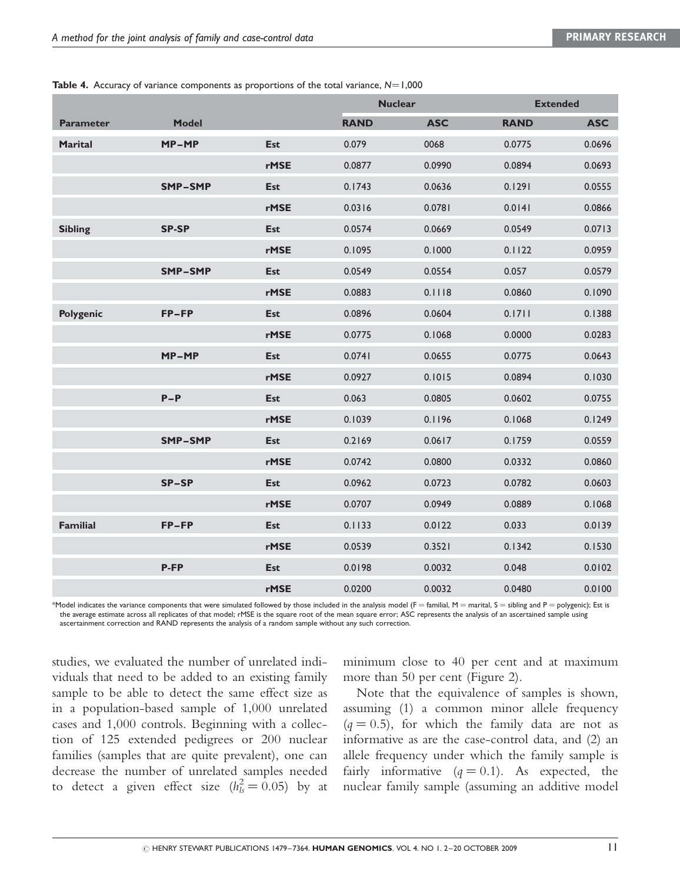**Table 4.** Accuracy of variance components as proportions of the total variance, $N = 1{,}000$

| | | | Nuclear | | Extended | |
|---|---|---|---|---|---|---|
| **Parameter** | **Model** | | **RAND** | **ASC** | **RAND** | **ASC** |
| **Marital** | **MP–MP** | **Est** | 0.079 | 0068 | 0.0775 | 0.0696 |
| | | **rMSE** | 0.0877 | 0.0990 | 0.0894 | 0.0693 |
| | **SMP–SMP** | **Est** | 0.1743 | 0.0636 | 0.1291 | 0.0555 |
| | | **rMSE** | 0.0316 | 0.0781 | 0.0141 | 0.0866 |
| **Sibling** | **SP-SP** | **Est** | 0.0574 | 0.0669 | 0.0549 | 0.0713 |
| | | **rMSE** | 0.1095 | 0.1000 | 0.1122 | 0.0959 |
| | **SMP–SMP** | **Est** | 0.0549 | 0.0554 | 0.057 | 0.0579 |
| | | **rMSE** | 0.0883 | 0.1118 | 0.0860 | 0.1090 |
| **Polygenic** | **FP–FP** | **Est** | 0.0896 | 0.0604 | 0.1711 | 0.1388 |
| | | **rMSE** | 0.0775 | 0.1068 | 0.0000 | 0.0283 |
| | **MP–MP** | **Est** | 0.0741 | 0.0655 | 0.0775 | 0.0643 |
| | | **rMSE** | 0.0927 | 0.1015 | 0.0894 | 0.1030 |
| | **P–P** | **Est** | 0.063 | 0.0805 | 0.0602 | 0.0755 |
| | | **rMSE** | 0.1039 | 0.1196 | 0.1068 | 0.1249 |
| | **SMP–SMP** | **Est** | 0.2169 | 0.0617 | 0.1759 | 0.0559 |
| | | **rMSE** | 0.0742 | 0.0800 | 0.0332 | 0.0860 |
| | **SP–SP** | **Est** | 0.0962 | 0.0723 | 0.0782 | 0.0603 |
| | | **rMSE** | 0.0707 | 0.0949 | 0.0889 | 0.1068 |
| **Familial** | **FP–FP** | **Est** | 0.1133 | 0.0122 | 0.033 | 0.0139 |
| | | **rMSE** | 0.0539 | 0.3521 | 0.1342 | 0.1530 |
| | **P-FP** | **Est** | 0.0198 | 0.0032 | 0.048 | 0.0102 |
| | | **rMSE** | 0.0200 | 0.0032 | 0.0480 | 0.0100 |

*Model indicates the variance components that were simulated followed by those included in the analysis model (F = familial, M = marital, S = sibling and P = polygenic); Est is the average estimate across all replicates of that model; rMSE is the square root of the mean square error; ASC represents the analysis of an ascertained sample using ascertainment correction and RAND represents the analysis of a random sample without any such correction.

studies, we evaluated the number of unrelated individuals that need to be added to an existing family sample to be able to detect the same effect size as in a population-based sample of 1,000 unrelated cases and 1,000 controls. Beginning with a collection of 125 extended pedigrees or 200 nuclear families (samples that are quite prevalent), one can decrease the number of unrelated samples needed to detect a given effect size ($h_{ls}^2 = 0.05$) by at minimum close to 40 per cent and at maximum more than 50 per cent (Figure 2).

Note that the equivalence of samples is shown, assuming (1) a common minor allele frequency ($q = 0.5$), for which the family data are not as informative as are the case-control data, and (2) an allele frequency under which the family sample is fairly informative ($q = 0.1$). As expected, the nuclear family sample (assuming an additive model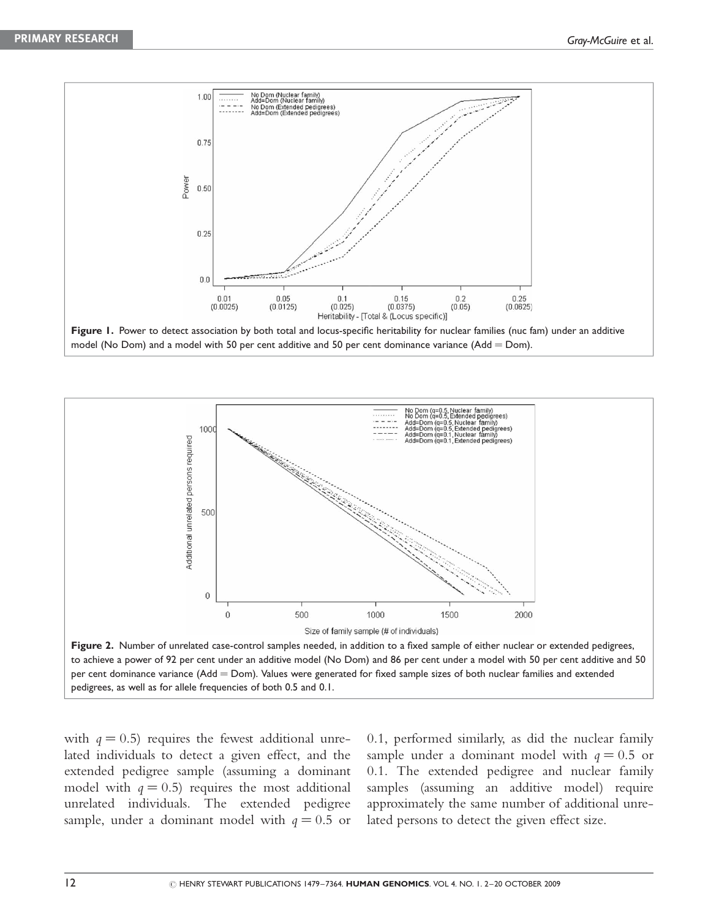**Figure 1.** Power to detect association by both total and locus-specific heritability for nuclear families (nuc fam) under an additive model (No Dom) and a model with 50 per cent additive and 50 per cent dominance variance (Add = Dom).

**Figure 2.** Number of unrelated case-control samples needed, in addition to a fixed sample of either nuclear or extended pedigrees, to achieve a power of 92 per cent under an additive model (No Dom) and 86 per cent under a model with 50 per cent additive and 50 per cent dominance variance (Add = Dom). Values were generated for fixed sample sizes of both nuclear families and extended pedigrees, as well as for allele frequencies of both 0.5 and 0.1.

with $q = 0.5$) requires the fewest additional unrelated individuals to detect a given effect, and the extended pedigree sample (assuming a dominant model with $q = 0.5$) requires the most additional unrelated individuals. The extended pedigree sample, under a dominant model with $q = 0.5$ or 0.1, performed similarly, as did the nuclear family sample under a dominant model with $q = 0.5$ or 0.1. The extended pedigree and nuclear family samples (assuming an additive model) require approximately the same number of additional unrelated persons to detect the given effect size.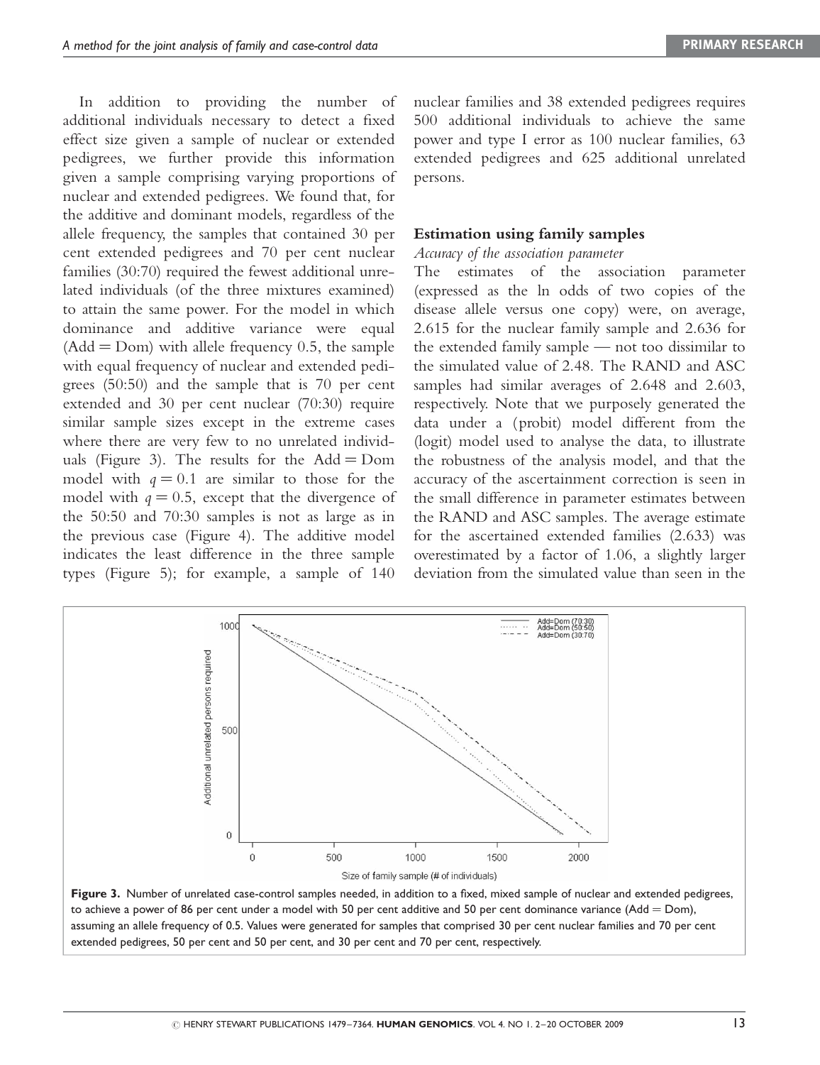In addition to providing the number of additional individuals necessary to detect a fixed effect size given a sample of nuclear or extended pedigrees, we further provide this information given a sample comprising varying proportions of nuclear and extended pedigrees. We found that, for the additive and dominant models, regardless of the allele frequency, the samples that contained 30 per cent extended pedigrees and 70 per cent nuclear families (30:70) required the fewest additional unrelated individuals (of the three mixtures examined) to attain the same power. For the model in which dominance and additive variance were equal (Add = Dom) with allele frequency 0.5, the sample with equal frequency of nuclear and extended pedigrees (50:50) and the sample that is 70 per cent extended and 30 per cent nuclear (70:30) require similar sample sizes except in the extreme cases where there are very few to no unrelated individuals (Figure 3). The results for the Add = Dom model with $q = 0.1$ are similar to those for the model with $q = 0.5$, except that the divergence of the 50:50 and 70:30 samples is not as large as in the previous case (Figure 4). The additive model indicates the least difference in the three sample types (Figure 5); for example, a sample of 140 nuclear families and 38 extended pedigrees requires 500 additional individuals to achieve the same power and type I error as 100 nuclear families, 63 extended pedigrees and 625 additional unrelated persons.

## Estimation using family samples

*Accuracy of the association parameter*

The estimates of the association parameter (expressed as the ln odds of two copies of the disease allele versus one copy) were, on average, 2.615 for the nuclear family sample and 2.636 for the extended family sample — not too dissimilar to the simulated value of 2.48. The RAND and ASC samples had similar averages of 2.648 and 2.603, respectively. Note that we purposely generated the data under a (probit) model different from the (logit) model used to analyse the data, to illustrate the robustness of the analysis model, and that the accuracy of the ascertainment correction is seen in the small difference in parameter estimates between the RAND and ASC samples. The average estimate for the ascertained extended families (2.633) was overestimated by a factor of 1.06, a slightly larger deviation from the simulated value than seen in the

**Figure 3.** Number of unrelated case-control samples needed, in addition to a fixed, mixed sample of nuclear and extended pedigrees, to achieve a power of 86 per cent under a model with 50 per cent additive and 50 per cent dominance variance (Add = Dom), assuming an allele frequency of 0.5. Values were generated for samples that comprised 30 per cent nuclear families and 70 per cent extended pedigrees, 50 per cent and 50 per cent, and 30 per cent and 70 per cent, respectively.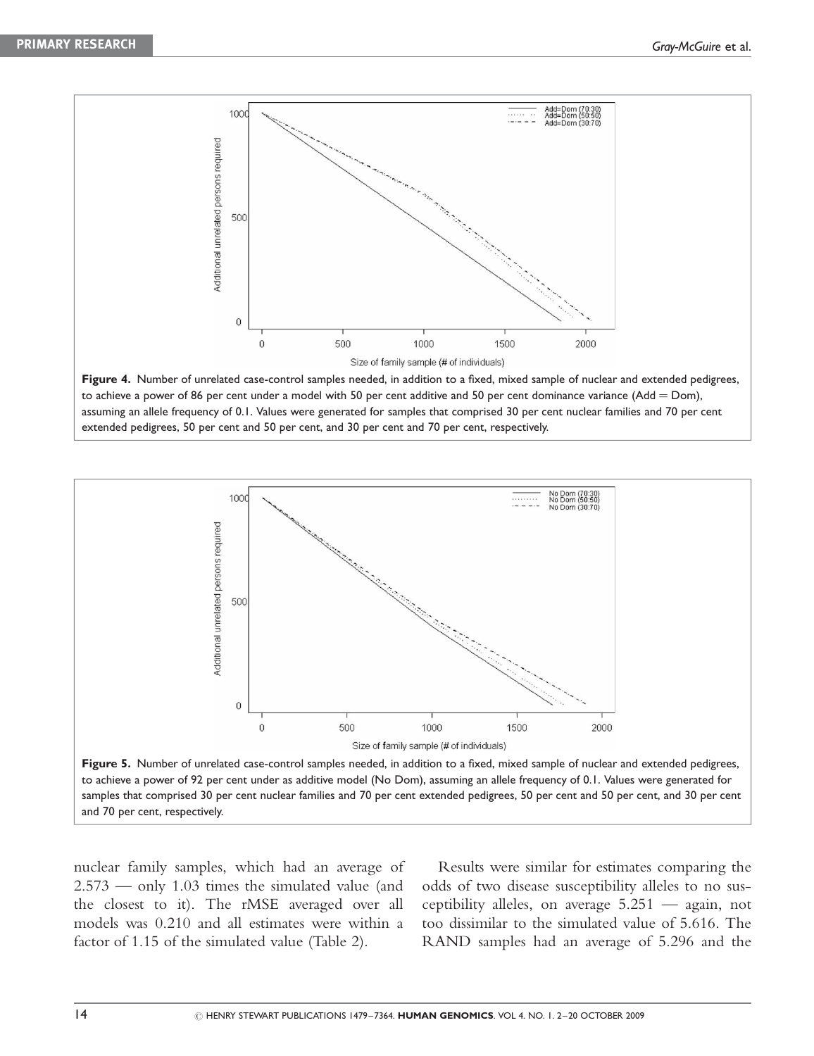Figure 4. Number of unrelated case-control samples needed, in addition to a fixed, mixed sample of nuclear and extended pedigrees, to achieve a power of 86 per cent under a model with 50 per cent additive and 50 per cent dominance variance (Add = Dom), assuming an allele frequency of 0.1. Values were generated for samples that comprised 30 per cent nuclear families and 70 per cent extended pedigrees, 50 per cent and 50 per cent, and 30 per cent and 70 per cent, respectively.

Figure 5. Number of unrelated case-control samples needed, in addition to a fixed, mixed sample of nuclear and extended pedigrees, to achieve a power of 92 per cent under as additive model (No Dom), assuming an allele frequency of 0.1. Values were generated for samples that comprised 30 per cent nuclear families and 70 per cent extended pedigrees, 50 per cent and 50 per cent, and 30 per cent and 70 per cent, respectively.

nuclear family samples, which had an average of 2.573 — only 1.03 times the simulated value (and the closest to it). The rMSE averaged over all models was 0.210 and all estimates were within a factor of 1.15 of the simulated value (Table 2).

Results were similar for estimates comparing the odds of two disease susceptibility alleles to no susceptibility alleles, on average 5.251 — again, not too dissimilar to the simulated value of 5.616. The RAND samples had an average of 5.296 and the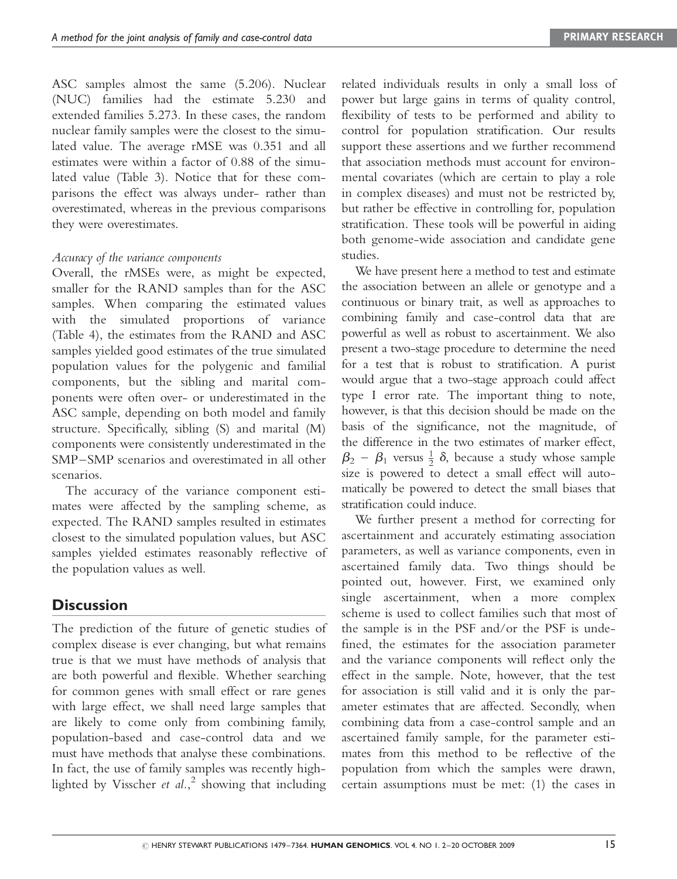ASC samples almost the same (5.206). Nuclear (NUC) families had the estimate 5.230 and extended families 5.273. In these cases, the random nuclear family samples were the closest to the simulated value. The average rMSE was 0.351 and all estimates were within a factor of 0.88 of the simulated value (Table 3). Notice that for these comparisons the effect was always under- rather than overestimated, whereas in the previous comparisons they were overestimates.

*Accuracy of the variance components*

Overall, the rMSEs were, as might be expected, smaller for the RAND samples than for the ASC samples. When comparing the estimated values with the simulated proportions of variance (Table 4), the estimates from the RAND and ASC samples yielded good estimates of the true simulated population values for the polygenic and familial components, but the sibling and marital components were often over- or underestimated in the ASC sample, depending on both model and family structure. Specifically, sibling (S) and marital (M) components were consistently underestimated in the SMP−SMP scenarios and overestimated in all other scenarios.

The accuracy of the variance component estimates were affected by the sampling scheme, as expected. The RAND samples resulted in estimates closest to the simulated population values, but ASC samples yielded estimates reasonably reflective of the population values as well.

## Discussion

The prediction of the future of genetic studies of complex disease is ever changing, but what remains true is that we must have methods of analysis that are both powerful and flexible. Whether searching for common genes with small effect or rare genes with large effect, we shall need large samples that are likely to come only from combining family, population-based and case-control data and we must have methods that analyse these combinations. In fact, the use of family samples was recently highlighted by Visscher *et al.*,[2] showing that including related individuals results in only a small loss of power but large gains in terms of quality control, flexibility of tests to be performed and ability to control for population stratification. Our results support these assertions and we further recommend that association methods must account for environmental covariates (which are certain to play a role in complex diseases) and must not be restricted by, but rather be effective in controlling for, population stratification. These tools will be powerful in aiding both genome-wide association and candidate gene studies.

We have present here a method to test and estimate the association between an allele or genotype and a continuous or binary trait, as well as approaches to combining family and case-control data that are powerful as well as robust to ascertainment. We also present a two-stage procedure to determine the need for a test that is robust to stratification. A purist would argue that a two-stage approach could affect type I error rate. The important thing to note, however, is that this decision should be made on the basis of the significance, not the magnitude, of the difference in the two estimates of marker effect, $\beta_2 - \beta_1$ versus $\frac{1}{2}\,\delta$, because a study whose sample size is powered to detect a small effect will automatically be powered to detect the small biases that stratification could induce.

We further present a method for correcting for ascertainment and accurately estimating association parameters, as well as variance components, even in ascertained family data. Two things should be pointed out, however. First, we examined only single ascertainment, when a more complex scheme is used to collect families such that most of the sample is in the PSF and/or the PSF is undefined, the estimates for the association parameter and the variance components will reflect only the effect in the sample. Note, however, that the test for association is still valid and it is only the parameter estimates that are affected. Secondly, when combining data from a case-control sample and an ascertained family sample, for the parameter estimates from this method to be reflective of the population from which the samples were drawn, certain assumptions must be met: (1) the cases in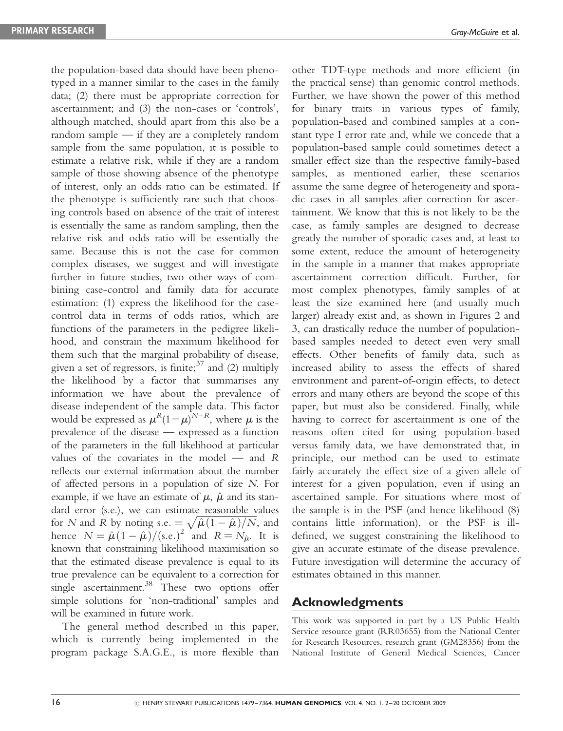the population-based data should have been phenotyped in a manner similar to the cases in the family data; (2) there must be appropriate correction for ascertainment; and (3) the non-cases or 'controls', although matched, should apart from this also be a random sample — if they are a completely random sample from the same population, it is possible to estimate a relative risk, while if they are a random sample of those showing absence of the phenotype of interest, only an odds ratio can be estimated. If the phenotype is sufficiently rare such that choosing controls based on absence of the trait of interest is essentially the same as random sampling, then the relative risk and odds ratio will be essentially the same. Because this is not the case for common complex diseases, we suggest and will investigate further in future studies, two other ways of combining case-control and family data for accurate estimation: (1) express the likelihood for the case-control data in terms of odds ratios, which are functions of the parameters in the pedigree likelihood, and constrain the maximum likelihood for them such that the marginal probability of disease, given a set of regressors, is finite;[37] and (2) multiply the likelihood by a factor that summarises any information we have about the prevalence of disease independent of the sample data. This factor would be expressed as $\mu^R(1-\mu)^{N-R}$, where $\mu$ is the prevalence of the disease — expressed as a function of the parameters in the full likelihood at particular values of the covariates in the model — and $R$ reflects our external information about the number of affected persons in a population of size $N$. For example, if we have an estimate of $\mu$, $\hat{\mu}$ and its standard error (s.e.), we can estimate reasonable values for $N$ and $R$ by noting s.e. $= \sqrt{\hat{\mu}(1-\hat{\mu})/N}$, and hence $N = \hat{\mu}(1-\hat{\mu})/(\text{s.e.})^2$ and $R = N_{\hat{\mu}}$. It is known that constraining likelihood maximisation so that the estimated disease prevalence is equal to its true prevalence can be equivalent to a correction for single ascertainment.[38] These two options offer simple solutions for 'non-traditional' samples and will be examined in future work.

The general method described in this paper, which is currently being implemented in the program package S.A.G.E., is more flexible than other TDT-type methods and more efficient (in the practical sense) than genomic control methods. Further, we have shown the power of this method for binary traits in various types of family, population-based and combined samples at a constant type I error rate and, while we concede that a population-based sample could sometimes detect a smaller effect size than the respective family-based samples, as mentioned earlier, these scenarios assume the same degree of heterogeneity and sporadic cases in all samples after correction for ascertainment. We know that this is not likely to be the case, as family samples are designed to decrease greatly the number of sporadic cases and, at least to some extent, reduce the amount of heterogeneity in the sample in a manner that makes appropriate ascertainment correction difficult. Further, for most complex phenotypes, family samples of at least the size examined here (and usually much larger) already exist and, as shown in Figures 2 and 3, can drastically reduce the number of population-based samples needed to detect even very small effects. Other benefits of family data, such as increased ability to assess the effects of shared environment and parent-of-origin effects, to detect errors and many others are beyond the scope of this paper, but must also be considered. Finally, while having to correct for ascertainment is one of the reasons often cited for using population-based versus family data, we have demonstrated that, in principle, our method can be used to estimate fairly accurately the effect size of a given allele of interest for a given population, even if using an ascertained sample. For situations where most of the sample is in the PSF (and hence likelihood (8) contains little information), or the PSF is ill-defined, we suggest constraining the likelihood to give an accurate estimate of the disease prevalence. Future investigation will determine the accuracy of estimates obtained in this manner.

## Acknowledgments

This work was supported in part by a US Public Health Service resource grant (RR03655) from the National Center for Research Resources, research grant (GM28356) from the National Institute of General Medical Sciences, Cancer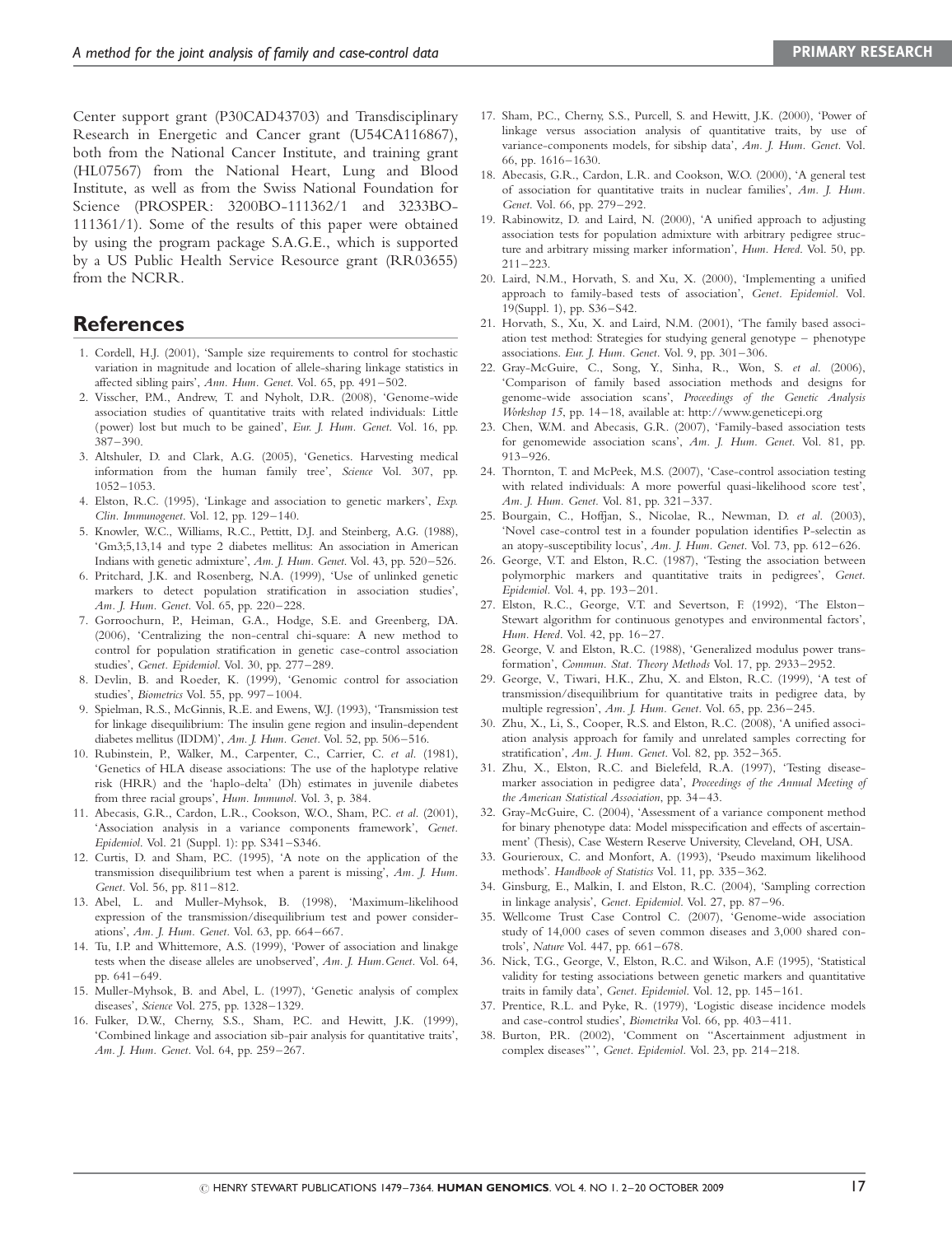Center support grant (P30CAD43703) and Transdisciplinary Research in Energetic and Cancer grant (U54CA116867), both from the National Cancer Institute, and training grant (HL07567) from the National Heart, Lung and Blood Institute, as well as from the Swiss National Foundation for Science (PROSPER: 3200BO-111362/1 and 3233BO-111361/1). Some of the results of this paper were obtained by using the program package S.A.G.E., which is supported by a US Public Health Service Resource grant (RR03655) from the NCRR.

## References

1. Cordell, H.J. (2001), 'Sample size requirements to control for stochastic variation in magnitude and location of allele-sharing linkage statistics in affected sibling pairs', *Ann. Hum. Genet.* Vol. 65, pp. 491–502.
2. Visscher, P.M., Andrew, T. and Nyholt, D.R. (2008), 'Genome-wide association studies of quantitative traits with related individuals: Little (power) lost but much to be gained', *Eur. J. Hum. Genet.* Vol. 16, pp. 387–390.
3. Altshuler, D. and Clark, A.G. (2005), 'Genetics. Harvesting medical information from the human family tree', *Science* Vol. 307, pp. 1052–1053.
4. Elston, R.C. (1995), 'Linkage and association to genetic markers', *Exp. Clin. Immunogenet.* Vol. 12, pp. 129–140.
5. Knowler, W.C., Williams, R.C., Pettitt, D.J. and Steinberg, A.G. (1988), 'Gm3;5,13,14 and type 2 diabetes mellitus: An association in American Indians with genetic admixture', *Am. J. Hum. Genet.* Vol. 43, pp. 520–526.
6. Pritchard, J.K. and Rosenberg, N.A. (1999), 'Use of unlinked genetic markers to detect population stratification in association studies', *Am. J. Hum. Genet.* Vol. 65, pp. 220–228.
7. Gorroochurn, P., Heiman, G.A., Hodge, S.E. and Greenberg, DA. (2006), 'Centralizing the non-central chi-square: A new method to control for population stratification in genetic case-control association studies', *Genet. Epidemiol.* Vol. 30, pp. 277–289.
8. Devlin, B. and Roeder, K. (1999), 'Genomic control for association studies', *Biometrics* Vol. 55, pp. 997–1004.
9. Spielman, R.S., McGinnis, R.E. and Ewens, W.J. (1993), 'Transmission test for linkage disequilibrium: The insulin gene region and insulin-dependent diabetes mellitus (IDDM)', *Am. J. Hum. Genet.* Vol. 52, pp. 506–516.
10. Rubinstein, P., Walker, M., Carpenter, C., Carrier, C. *et al.* (1981), 'Genetics of HLA disease associations: The use of the haplotype relative risk (HRR) and the 'haplo-delta' (Dh) estimates in juvenile diabetes from three racial groups', *Hum. Immunol.* Vol. 3, p. 384.
11. Abecasis, G.R., Cardon, L.R., Cookson, W.O., Sham, P.C. *et al.* (2001), 'Association analysis in a variance components framework', *Genet. Epidemiol.* Vol. 21 (Suppl. 1): pp. S341–S346.
12. Curtis, D. and Sham, P.C. (1995), 'A note on the application of the transmission disequilibrium test when a parent is missing', *Am. J. Hum. Genet.* Vol. 56, pp. 811–812.
13. Abel, L. and Muller-Myhsok, B. (1998), 'Maximum-likelihood expression of the transmission/disequilibrium test and power considerations', *Am. J. Hum. Genet.* Vol. 63, pp. 664–667.
14. Tu, I.P. and Whittemore, A.S. (1999), 'Power of association and linakge tests when the disease alleles are unobserved', *Am. J. Hum.Genet.* Vol. 64, pp. 641–649.
15. Muller-Myhsok, B. and Abel, L. (1997), 'Genetic analysis of complex diseases', *Science* Vol. 275, pp. 1328–1329.
16. Fulker, D.W., Cherny, S.S., Sham, P.C. and Hewitt, J.K. (1999), 'Combined linkage and association sib-pair analysis for quantitative traits', *Am. J. Hum. Genet.* Vol. 64, pp. 259–267.
17. Sham, P.C., Cherny, S.S., Purcell, S. and Hewitt, J.K. (2000), 'Power of linkage versus association analysis of quantitative traits, by use of variance-components models, for sibship data', *Am. J. Hum. Genet.* Vol. 66, pp. 1616–1630.
18. Abecasis, G.R., Cardon, L.R. and Cookson, W.O. (2000), 'A general test of association for quantitative traits in nuclear families', *Am. J. Hum. Genet.* Vol. 66, pp. 279–292.
19. Rabinowitz, D. and Laird, N. (2000), 'A unified approach to adjusting association tests for population admixture with arbitrary pedigree structure and arbitrary missing marker information', *Hum. Hered.* Vol. 50, pp. 211–223.
20. Laird, N.M., Horvath, S. and Xu, X. (2000), 'Implementing a unified approach to family-based tests of association', *Genet. Epidemiol.* Vol. 19(Suppl. 1), pp. S36–S42.
21. Horvath, S., Xu, X. and Laird, N.M. (2001), 'The family based association test method: Strategies for studying general genotype – phenotype associations. *Eur. J. Hum. Genet.* Vol. 9, pp. 301–306.
22. Gray-McGuire, C., Song, Y., Sinha, R., Won, S. *et al.* (2006), 'Comparison of family based association methods and designs for genome-wide association scans', *Proceedings of the Genetic Analysis Workshop 15*, pp. 14–18, available at: http://www.geneticepi.org
23. Chen, W.M. and Abecasis, G.R. (2007), 'Family-based association tests for genomewide association scans', *Am. J. Hum. Genet.* Vol. 81, pp. 913–926.
24. Thornton, T. and McPeek, M.S. (2007), 'Case-control association testing with related individuals: A more powerful quasi-likelihood score test', *Am. J. Hum. Genet.* Vol. 81, pp. 321–337.
25. Bourgain, C., Hoffjan, S., Nicolae, R., Newman, D. *et al.* (2003), 'Novel case-control test in a founder population identifies P-selectin as an atopy-susceptibility locus', *Am. J. Hum. Genet.* Vol. 73, pp. 612–626.
26. George, V.T. and Elston, R.C. (1987), 'Testing the association between polymorphic markers and quantitative traits in pedigrees', *Genet. Epidemiol.* Vol. 4, pp. 193–201.
27. Elston, R.C., George, V.T. and Severtson, F. (1992), 'The Elston–Stewart algorithm for continuous genotypes and environmental factors', *Hum. Hered.* Vol. 42, pp. 16–27.
28. George, V. and Elston, R.C. (1988), 'Generalized modulus power transformation', *Commun. Stat. Theory Methods* Vol. 17, pp. 2933–2952.
29. George, V., Tiwari, H.K., Zhu, X. and Elston, R.C. (1999), 'A test of transmission/disequilibrium for quantitative traits in pedigree data, by multiple regression', *Am. J. Hum. Genet.* Vol. 65, pp. 236–245.
30. Zhu, X., Li, S., Cooper, R.S. and Elston, R.C. (2008), 'A unified association analysis approach for family and unrelated samples correcting for stratification', *Am. J. Hum. Genet.* Vol. 82, pp. 352–365.
31. Zhu, X., Elston, R.C. and Bielefeld, R.A. (1997), 'Testing disease-marker association in pedigree data', *Proceedings of the Annual Meeting of the American Statistical Association*, pp. 34–43.
32. Gray-McGuire, C. (2004), 'Assessment of a variance component method for binary phenotype data: Model misspecification and effects of ascertainment' (Thesis), Case Western Reserve University, Cleveland, OH, USA.
33. Gourieroux, C. and Monfort, A. (1993), 'Pseudo maximum likelihood methods'. *Handbook of Statistics* Vol. 11, pp. 335–362.
34. Ginsburg, E., Malkin, I. and Elston, R.C. (2004), 'Sampling correction in linkage analysis', *Genet. Epidemiol.* Vol. 27, pp. 87–96.
35. Wellcome Trust Case Control C. (2007), 'Genome-wide association study of 14,000 cases of seven common diseases and 3,000 shared controls', *Nature* Vol. 447, pp. 661–678.
36. Nick, T.G., George, V., Elston, R.C. and Wilson, A.F. (1995), 'Statistical validity for testing associations between genetic markers and quantitative traits in family data', *Genet. Epidemiol.* Vol. 12, pp. 145–161.
37. Prentice, R.L. and Pyke, R. (1979), 'Logistic disease incidence models and case-control studies', *Biometrika* Vol. 66, pp. 403–411.
38. Burton, P.R. (2002), 'Comment on "Ascertainment adjustment in complex diseases"', *Genet. Epidemiol.* Vol. 23, pp. 214–218.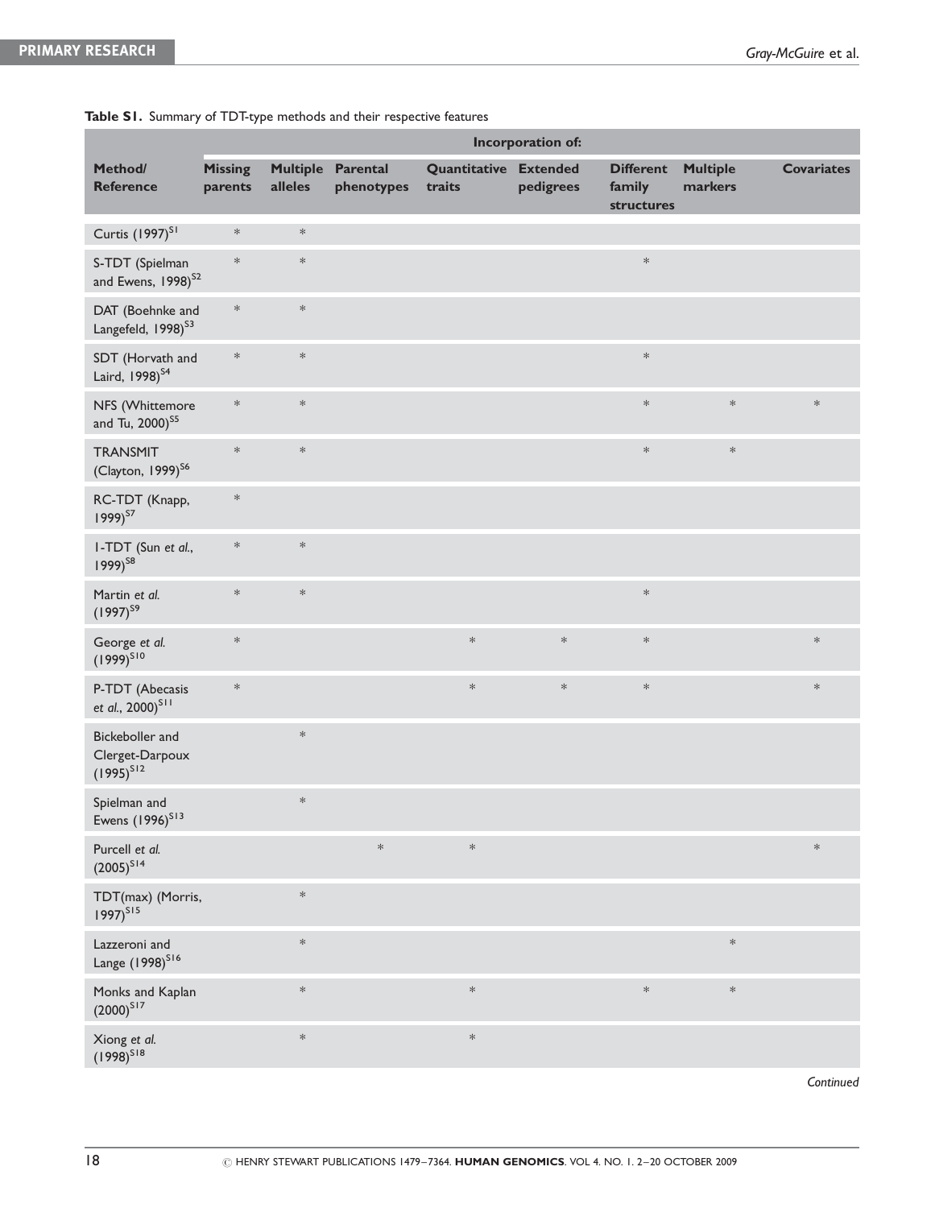**Table S1.** Summary of TDT-type methods and their respective features

| Method/ Reference | Incorporation of: | | | | | | | |
|---|---|---|---|---|---|---|---|---|
| | Missing parents | Multiple alleles | Parental phenotypes | Quantitative traits | Extended pedigrees | Different family structures | Multiple markers | Covariates |
| Curtis (1997)[S1] | * | * | | | | | | |
| S-TDT (Spielman and Ewens, 1998)[S2] | * | * | | | | * | | |
| DAT (Boehnke and Langefeld, 1998)[S3] | * | * | | | | | | |
| SDT (Horvath and Laird, 1998)[S4] | * | * | | | | * | | |
| NFS (Whittemore and Tu, 2000)[S5] | * | * | | | | * | * | * |
| TRANSMIT (Clayton, 1999)[S6] | * | * | | | | * | * | |
| RC-TDT (Knapp, 1999)[S7] | * | | | | | | | |
| 1-TDT (Sun *et al.*, 1999)[S8] | * | * | | | | | | |
| Martin *et al.* (1997)[S9] | * | * | | | | * | | |
| George *et al.* (1999)[S10] | * | | | * | * | * | | * |
| P-TDT (Abecasis *et al.*, 2000)[S11] | * | | | * | * | * | | * |
| Bickeboller and Clerget-Darpoux (1995)[S12] | | * | | | | | | |
| Spielman and Ewens (1996)[S13] | | * | | | | | | |
| Purcell *et al.* (2005)[S14] | | | * | * | | | | * |
| TDT(max) (Morris, 1997)[S15] | | * | | | | | | |
| Lazzeroni and Lange (1998)[S16] | | * | | | | | * | |
| Monks and Kaplan (2000)[S17] | | * | | * | | * | * | |
| Xiong *et al.* (1998)[S18] | | * | | * | | | | |

*Continued*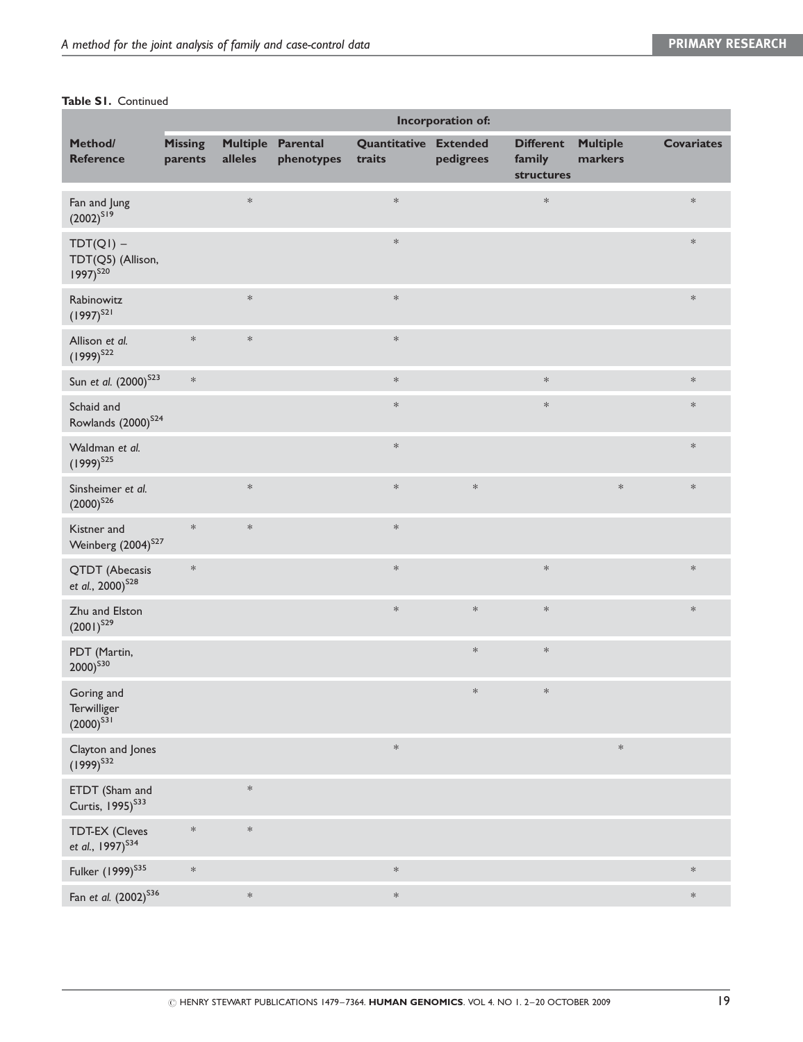**Table S1.** Continued

| Method/ Reference | Incorporation of: | | | | | | | |
|---|---|---|---|---|---|---|---|---|
| | Missing parents | Multiple alleles | Parental phenotypes | Quantitative traits | Extended pedigrees | Different family structures | Multiple markers | Covariates |
| Fan and Jung (2002)[S19] | | * | | * | | * | | * |
| TDT(Q1) – TDT(Q5) (Allison, 1997)[S20] | | | | * | | | | * |
| Rabinowitz (1997)[S21] | | * | | * | | | | * |
| Allison *et al.* (1999)[S22] | * | * | | * | | | | |
| Sun *et al.* (2000)[S23] | * | | | * | | * | | * |
| Schaid and Rowlands (2000)[S24] | | | | * | | * | | * |
| Waldman *et al.* (1999)[S25] | | | | * | | | | * |
| Sinsheimer *et al.* (2000)[S26] | | * | | * | * | | * | * |
| Kistner and Weinberg (2004)[S27] | * | * | | * | | | | |
| QTDT (Abecasis *et al.*, 2000)[S28] | * | | | * | | * | | * |
| Zhu and Elston (2001)[S29] | | | | * | * | * | | * |
| PDT (Martin, 2000)[S30] | | | | | * | * | | |
| Goring and Terwilliger (2000)[S31] | | | | | * | * | | |
| Clayton and Jones (1999)[S32] | | | | * | | | * | |
| ETDT (Sham and Curtis, 1995)[S33] | | * | | | | | | |
| TDT-EX (Cleves *et al.*, 1997)[S34] | * | * | | | | | | |
| Fulker (1999)[S35] | * | | | * | | | | * |
| Fan *et al.* (2002)[S36] | | * | | * | | | | * |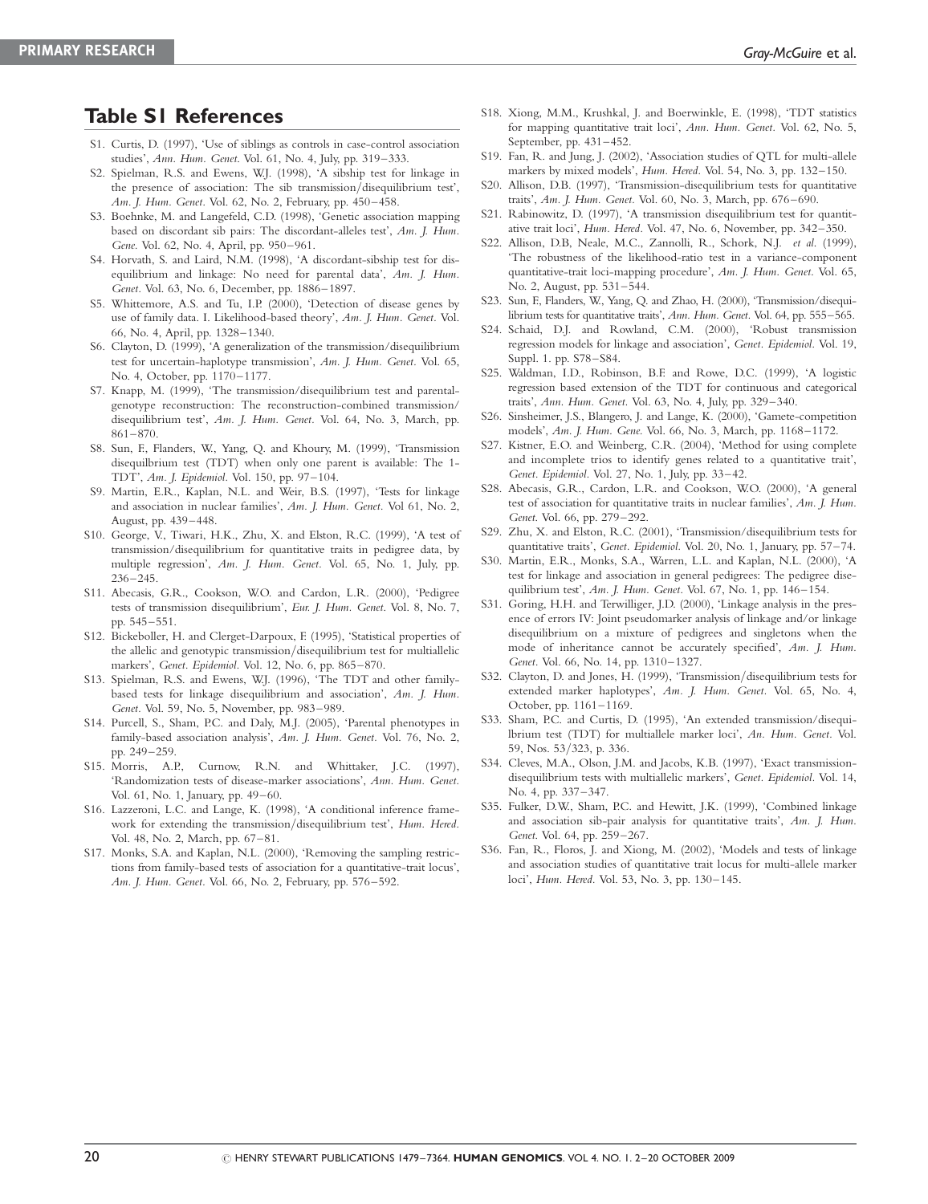## Table S1 References

S1. Curtis, D. (1997), 'Use of siblings as controls in case-control association studies', *Ann. Hum. Genet.* Vol. 61, No. 4, July, pp. 319–333.

S2. Spielman, R.S. and Ewens, W.J. (1998), 'A sibship test for linkage in the presence of association: The sib transmission/disequilibrium test', *Am. J. Hum. Genet.* Vol. 62, No. 2, February, pp. 450–458.

S3. Boehnke, M. and Langefeld, C.D. (1998), 'Genetic association mapping based on discordant sib pairs: The discordant-alleles test', *Am. J. Hum. Gene.* Vol. 62, No. 4, April, pp. 950–961.

S4. Horvath, S. and Laird, N.M. (1998), 'A discordant-sibship test for disequilibrium and linkage: No need for parental data', *Am. J. Hum. Genet.* Vol. 63, No. 6, December, pp. 1886–1897.

S5. Whittemore, A.S. and Tu, I.P. (2000), 'Detection of disease genes by use of family data. I. Likelihood-based theory', *Am. J. Hum. Genet.* Vol. 66, No. 4, April, pp. 1328–1340.

S6. Clayton, D. (1999), 'A generalization of the transmission/disequilibrium test for uncertain-haplotype transmission', *Am. J. Hum. Genet.* Vol. 65, No. 4, October, pp. 1170–1177.

S7. Knapp, M. (1999), 'The transmission/disequilibrium test and parental-genotype reconstruction: The reconstruction-combined transmission/disequilibrium test', *Am. J. Hum. Genet.* Vol. 64, No. 3, March, pp. 861–870.

S8. Sun, F., Flanders, W., Yang, Q. and Khoury, M. (1999), 'Transmission disequilbrium test (TDT) when only one parent is available: The 1-TDT', *Am. J. Epidemiol.* Vol. 150, pp. 97–104.

S9. Martin, E.R., Kaplan, N.L. and Weir, B.S. (1997), 'Tests for linkage and association in nuclear families', *Am. J. Hum. Genet.* Vol 61, No. 2, August, pp. 439–448.

S10. George, V., Tiwari, H.K., Zhu, X. and Elston, R.C. (1999), 'A test of transmission/disequilibrium for quantitative traits in pedigree data, by multiple regression', *Am. J. Hum. Genet.* Vol. 65, No. 1, July, pp. 236–245.

S11. Abecasis, G.R., Cookson, W.O. and Cardon, L.R. (2000), 'Pedigree tests of transmission disequilibrium', *Eur. J. Hum. Genet.* Vol. 8, No. 7, pp. 545–551.

S12. Bickeboller, H. and Clerget-Darpoux, F. (1995), 'Statistical properties of the allelic and genotypic transmission/disequilibrium test for multiallelic markers', *Genet. Epidemiol.* Vol. 12, No. 6, pp. 865–870.

S13. Spielman, R.S. and Ewens, W.J. (1996), 'The TDT and other family-based tests for linkage disequilibrium and association', *Am. J. Hum. Genet.* Vol. 59, No. 5, November, pp. 983–989.

S14. Purcell, S., Sham, P.C. and Daly, M.J. (2005), 'Parental phenotypes in family-based association analysis', *Am. J. Hum. Genet.* Vol. 76, No. 2, pp. 249–259.

S15. Morris, A.P., Curnow, R.N. and Whittaker, J.C. (1997), 'Randomization tests of disease-marker associations', *Ann. Hum. Genet.* Vol. 61, No. 1, January, pp. 49–60.

S16. Lazzeroni, L.C. and Lange, K. (1998), 'A conditional inference framework for extending the transmission/disequilibrium test', *Hum. Hered.* Vol. 48, No. 2, March, pp. 67–81.

S17. Monks, S.A. and Kaplan, N.L. (2000), 'Removing the sampling restrictions from family-based tests of association for a quantitative-trait locus', *Am. J. Hum. Genet.* Vol. 66, No. 2, February, pp. 576–592.

S18. Xiong, M.M., Krushkal, J. and Boerwinkle, E. (1998), 'TDT statistics for mapping quantitative trait loci', *Ann. Hum. Genet.* Vol. 62, No. 5, September, pp. 431–452.

S19. Fan, R. and Jung, J. (2002), 'Association studies of QTL for multi-allele markers by mixed models', *Hum. Hered.* Vol. 54, No. 3, pp. 132–150.

S20. Allison, D.B. (1997), 'Transmission-disequilibrium tests for quantitative traits', *Am. J. Hum. Genet.* Vol. 60, No. 3, March, pp. 676–690.

S21. Rabinowitz, D. (1997), 'A transmission disequilibrium test for quantitative trait loci', *Hum. Hered.* Vol. 47, No. 6, November, pp. 342–350.

S22. Allison, D.B, Neale, M.C., Zannolli, R., Schork, N.J. *et al.* (1999), 'The robustness of the likelihood-ratio test in a variance-component quantitative-trait loci-mapping procedure', *Am. J. Hum. Genet.* Vol. 65, No. 2, August, pp. 531–544.

S23. Sun, F., Flanders, W., Yang, Q. and Zhao, H. (2000), 'Transmission/disequilibrium tests for quantitative traits', *Ann. Hum. Genet.* Vol. 64, pp. 555–565.

S24. Schaid, D.J. and Rowland, C.M. (2000), 'Robust transmission regression models for linkage and association', *Genet. Epidemiol.* Vol. 19, Suppl. 1. pp. S78–S84.

S25. Waldman, I.D., Robinson, B.F. and Rowe, D.C. (1999), 'A logistic regression based extension of the TDT for continuous and categorical traits', *Ann. Hum. Genet.* Vol. 63, No. 4, July, pp. 329–340.

S26. Sinsheimer, J.S., Blangero, J. and Lange, K. (2000), 'Gamete-competition models', *Am. J. Hum. Gene.* Vol. 66, No. 3, March, pp. 1168–1172.

S27. Kistner, E.O. and Weinberg, C.R. (2004), 'Method for using complete and incomplete trios to identify genes related to a quantitative trait', *Genet. Epidemiol.* Vol. 27, No. 1, July, pp. 33–42.

S28. Abecasis, G.R., Cardon, L.R. and Cookson, W.O. (2000), 'A general test of association for quantitative traits in nuclear families', *Am. J. Hum. Genet.* Vol. 66, pp. 279–292.

S29. Zhu, X. and Elston, R.C. (2001), 'Transmission/disequilibrium tests for quantitative traits', *Genet. Epidemiol.* Vol. 20, No. 1, January, pp. 57–74.

S30. Martin, E.R., Monks, S.A., Warren, L.L. and Kaplan, N.L. (2000), 'A test for linkage and association in general pedigrees: The pedigree disequilibrium test', *Am. J. Hum. Genet.* Vol. 67, No. 1, pp. 146–154.

S31. Goring, H.H. and Terwilliger, J.D. (2000), 'Linkage analysis in the presence of errors IV: Joint pseudomarker analysis of linkage and/or linkage disequilibrium on a mixture of pedigrees and singletons when the mode of inheritance cannot be accurately specified', *Am. J. Hum. Genet.* Vol. 66, No. 14, pp. 1310–1327.

S32. Clayton, D. and Jones, H. (1999), 'Transmission/disequilibrium tests for extended marker haplotypes', *Am. J. Hum. Genet.* Vol. 65, No. 4, October, pp. 1161–1169.

S33. Sham, P.C. and Curtis, D. (1995), 'An extended transmission/disequilbrium test (TDT) for multiallele marker loci', *An. Hum. Genet.* Vol. 59, Nos. 53/323, p. 336.

S34. Cleves, M.A., Olson, J.M. and Jacobs, K.B. (1997), 'Exact transmission-disequilibrium tests with multiallelic markers', *Genet. Epidemiol.* Vol. 14, No. 4, pp. 337–347.

S35. Fulker, D.W., Sham, P.C. and Hewitt, J.K. (1999), 'Combined linkage and association sib-pair analysis for quantitative traits', *Am. J. Hum. Genet.* Vol. 64, pp. 259–267.

S36. Fan, R., Floros, J. and Xiong, M. (2002), 'Models and tests of linkage and association studies of quantitative trait locus for multi-allele marker loci', *Hum. Hered.* Vol. 53, No. 3, pp. 130–145.